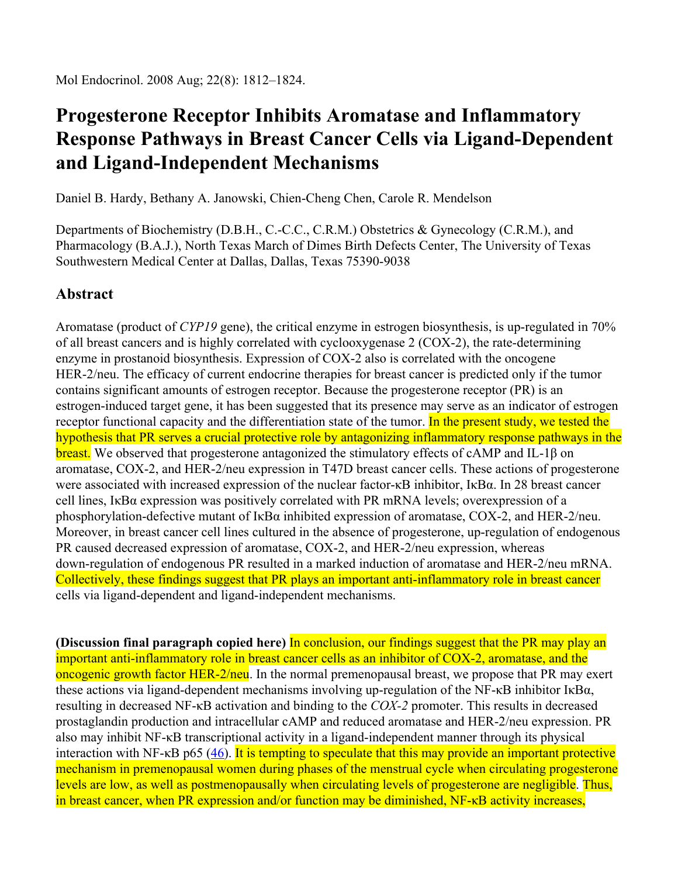Mol Endocrinol. 2008 Aug; 22(8): 1812–1824.

# Progesterone Receptor Inhibits Aromatase and Inflammatory Response Pathways in Breast Cancer Cells via Ligand-Dependent and Ligand-Independent Mechanisms

Daniel B. Hardy, Bethany A. Janowski, Chien-Cheng Chen, Carole R. Mendelson

Departments of Biochemistry (D.B.H., C.-C.C., C.R.M.) Obstetrics & Gynecology (C.R.M.), and Pharmacology (B.A.J.), North Texas March of Dimes Birth Defects Center, The University of Texas Southwestern Medical Center at Dallas, Dallas, Texas 75390-9038

## Abstract

Aromatase (product of *CYP19* gene), the critical enzyme in estrogen biosynthesis, is up-regulated in 70% of all breast cancers and is highly correlated with cyclooxygenase 2 (COX-2), the rate-determining enzyme in prostanoid biosynthesis. Expression of COX-2 also is correlated with the oncogene HER-2/neu. The efficacy of current endocrine therapies for breast cancer is predicted only if the tumor contains significant amounts of estrogen receptor. Because the progesterone receptor (PR) is an estrogen-induced target gene, it has been suggested that its presence may serve as an indicator of estrogen receptor functional capacity and the differentiation state of the tumor. In the present study, we tested the hypothesis that PR serves a crucial protective role by antagonizing inflammatory response pathways in the breast. We observed that progesterone antagonized the stimulatory effects of cAMP and IL-1β on aromatase, COX-2, and HER-2/neu expression in T47D breast cancer cells. These actions of progesterone were associated with increased expression of the nuclear factor-κB inhibitor, IκBα. In 28 breast cancer cell lines, IκBα expression was positively correlated with PR mRNA levels; overexpression of a phosphorylation-defective mutant of IκBα inhibited expression of aromatase, COX-2, and HER-2/neu. Moreover, in breast cancer cell lines cultured in the absence of progesterone, up-regulation of endogenous PR caused decreased expression of aromatase, COX-2, and HER-2/neu expression, whereas down-regulation of endogenous PR resulted in a marked induction of aromatase and HER-2/neu mRNA. Collectively, these findings suggest that PR plays an important anti-inflammatory role in breast cancer cells via ligand-dependent and ligand-independent mechanisms.

**(Discussion final paragraph copied here)** In conclusion, our findings suggest that the PR may play an important anti-inflammatory role in breast cancer cells as an inhibitor of COX-2, aromatase, and the oncogenic growth factor HER-2/neu. In the normal premenopausal breast, we propose that PR may exert these actions via ligand-dependent mechanisms involving up-regulation of the NF-κB inhibitor IκBα, resulting in decreased NF-κB activation and binding to the *COX-2* promoter. This results in decreased prostaglandin production and intracellular cAMP and reduced aromatase and HER-2/neu expression. PR also may inhibit NF-κB transcriptional activity in a ligand-independent manner through its physical interaction with NF-κB p65 (46). It is tempting to speculate that this may provide an important protective mechanism in premenopausal women during phases of the menstrual cycle when circulating progesterone levels are low, as well as postmenopausally when circulating levels of progesterone are negligible. Thus, in breast cancer, when PR expression and/or function may be diminished, NF-κB activity increases,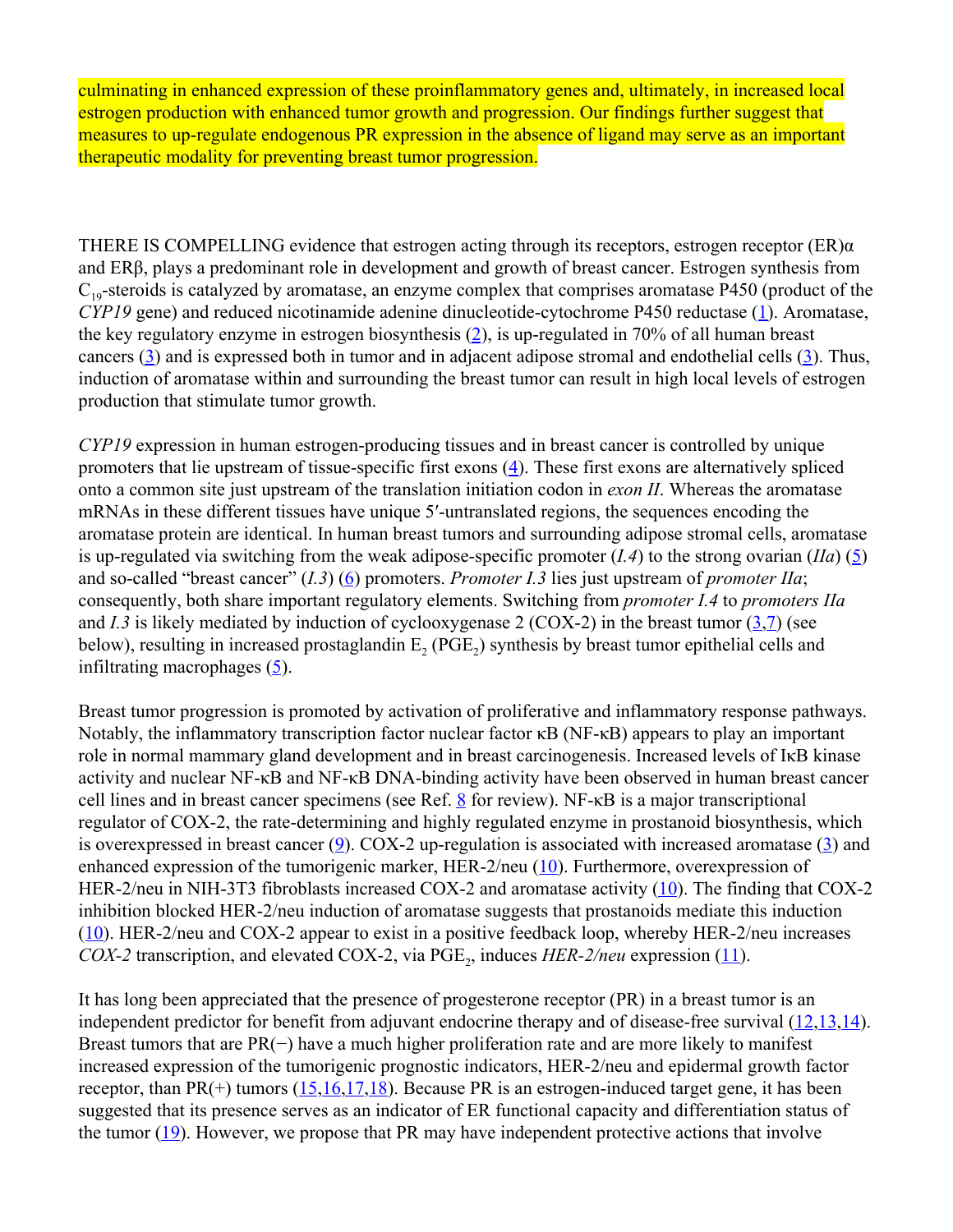culminating in enhanced expression of these proinflammatory genes and, ultimately, in increased local estrogen production with enhanced tumor growth and progression. Our findings further suggest that measures to up-regulate endogenous PR expression in the absence of ligand may serve as an important therapeutic modality for preventing breast tumor progression.

THERE IS COMPELLING evidence that estrogen acting through its receptors, estrogen receptor (ER)α and ERβ, plays a predominant role in development and growth of breast cancer. Estrogen synthesis from $C_{19}$-steroids is catalyzed by aromatase, an enzyme complex that comprises aromatase P450 (product of the *CYP19* gene) and reduced nicotinamide adenine dinucleotide-cytochrome P450 reductase (1). Aromatase, the key regulatory enzyme in estrogen biosynthesis (2), is up-regulated in 70% of all human breast cancers (3) and is expressed both in tumor and in adjacent adipose stromal and endothelial cells (3). Thus, induction of aromatase within and surrounding the breast tumor can result in high local levels of estrogen production that stimulate tumor growth.

*CYP19* expression in human estrogen-producing tissues and in breast cancer is controlled by unique promoters that lie upstream of tissue-specific first exons (4). These first exons are alternatively spliced onto a common site just upstream of the translation initiation codon in *exon II*. Whereas the aromatase mRNAs in these different tissues have unique 5′-untranslated regions, the sequences encoding the aromatase protein are identical. In human breast tumors and surrounding adipose stromal cells, aromatase is up-regulated via switching from the weak adipose-specific promoter (*I.4*) to the strong ovarian (*IIa*) (5) and so-called "breast cancer" (*I.3*) (6) promoters. *Promoter I.3* lies just upstream of *promoter IIa*; consequently, both share important regulatory elements. Switching from *promoter I.4* to *promoters IIa* and *I.3* is likely mediated by induction of cyclooxygenase 2 (COX-2) in the breast tumor (3,7) (see below), resulting in increased prostaglandin $E_2$ ($PGE_2$) synthesis by breast tumor epithelial cells and infiltrating macrophages (5).

Breast tumor progression is promoted by activation of proliferative and inflammatory response pathways. Notably, the inflammatory transcription factor nuclear factor κB (NF-κB) appears to play an important role in normal mammary gland development and in breast carcinogenesis. Increased levels of IκB kinase activity and nuclear NF-κB and NF-κB DNA-binding activity have been observed in human breast cancer cell lines and in breast cancer specimens (see Ref. 8 for review). NF-κB is a major transcriptional regulator of COX-2, the rate-determining and highly regulated enzyme in prostanoid biosynthesis, which is overexpressed in breast cancer (9). COX-2 up-regulation is associated with increased aromatase (3) and enhanced expression of the tumorigenic marker, HER-2/neu (10). Furthermore, overexpression of HER-2/neu in NIH-3T3 fibroblasts increased COX-2 and aromatase activity (10). The finding that COX-2 inhibition blocked HER-2/neu induction of aromatase suggests that prostanoids mediate this induction (10). HER-2/neu and COX-2 appear to exist in a positive feedback loop, whereby HER-2/neu increases *COX-2* transcription, and elevated COX-2, via $PGE_2$, induces *HER-2/neu* expression (11).

It has long been appreciated that the presence of progesterone receptor (PR) in a breast tumor is an independent predictor for benefit from adjuvant endocrine therapy and of disease-free survival (12,13,14). Breast tumors that are PR(−) have a much higher proliferation rate and are more likely to manifest increased expression of the tumorigenic prognostic indicators, HER-2/neu and epidermal growth factor receptor, than PR(+) tumors (15,16,17,18). Because PR is an estrogen-induced target gene, it has been suggested that its presence serves as an indicator of ER functional capacity and differentiation status of the tumor (19). However, we propose that PR may have independent protective actions that involve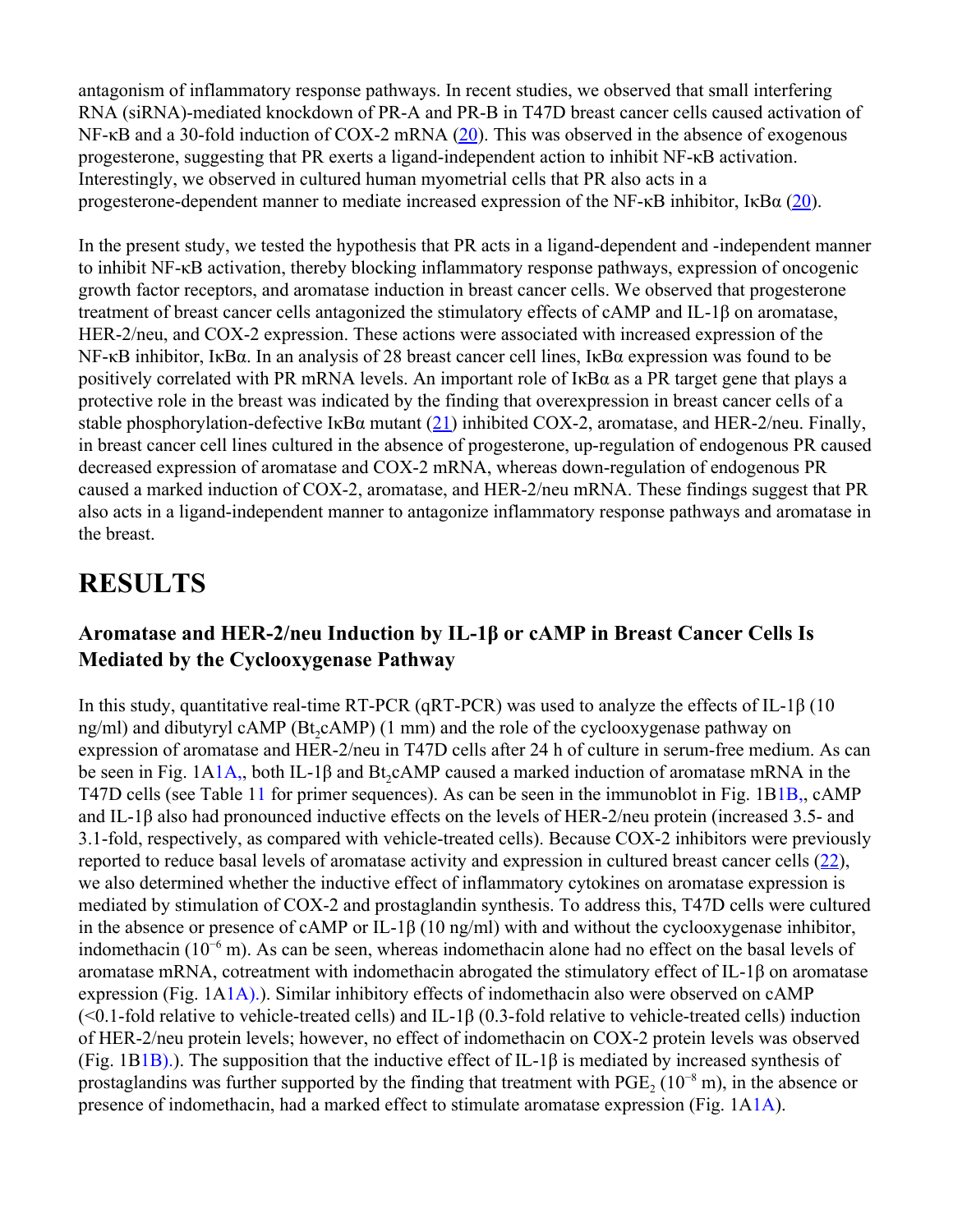antagonism of inflammatory response pathways. In recent studies, we observed that small interfering RNA (siRNA)-mediated knockdown of PR-A and PR-B in T47D breast cancer cells caused activation of NF-κB and a 30-fold induction of COX-2 mRNA (20). This was observed in the absence of exogenous progesterone, suggesting that PR exerts a ligand-independent action to inhibit NF-κB activation. Interestingly, we observed in cultured human myometrial cells that PR also acts in a progesterone-dependent manner to mediate increased expression of the NF-κB inhibitor, IκBα (20).

In the present study, we tested the hypothesis that PR acts in a ligand-dependent and -independent manner to inhibit NF-κB activation, thereby blocking inflammatory response pathways, expression of oncogenic growth factor receptors, and aromatase induction in breast cancer cells. We observed that progesterone treatment of breast cancer cells antagonized the stimulatory effects of cAMP and IL-1β on aromatase, HER-2/neu, and COX-2 expression. These actions were associated with increased expression of the NF-κB inhibitor, IκBα. In an analysis of 28 breast cancer cell lines, IκBα expression was found to be positively correlated with PR mRNA levels. An important role of IκBα as a PR target gene that plays a protective role in the breast was indicated by the finding that overexpression in breast cancer cells of a stable phosphorylation-defective IκBα mutant (21) inhibited COX-2, aromatase, and HER-2/neu. Finally, in breast cancer cell lines cultured in the absence of progesterone, up-regulation of endogenous PR caused decreased expression of aromatase and COX-2 mRNA, whereas down-regulation of endogenous PR caused a marked induction of COX-2, aromatase, and HER-2/neu mRNA. These findings suggest that PR also acts in a ligand-independent manner to antagonize inflammatory response pathways and aromatase in the breast.

# RESULTS

## Aromatase and HER-2/neu Induction by IL-1β or cAMP in Breast Cancer Cells Is Mediated by the Cyclooxygenase Pathway

In this study, quantitative real-time RT-PCR (qRT-PCR) was used to analyze the effects of IL-1β (10 ng/ml) and dibutyryl cAMP ($Bt_2cAMP$) (1 mm) and the role of the cyclooxygenase pathway on expression of aromatase and HER-2/neu in T47D cells after 24 h of culture in serum-free medium. As can be seen in Fig. 1A1A,, both IL-1β and $Bt_2cAMP$ caused a marked induction of aromatase mRNA in the T47D cells (see Table 11 for primer sequences). As can be seen in the immunoblot in Fig. 1B1B,, cAMP and IL-1β also had pronounced inductive effects on the levels of HER-2/neu protein (increased 3.5- and 3.1-fold, respectively, as compared with vehicle-treated cells). Because COX-2 inhibitors were previously reported to reduce basal levels of aromatase activity and expression in cultured breast cancer cells (22), we also determined whether the inductive effect of inflammatory cytokines on aromatase expression is mediated by stimulation of COX-2 and prostaglandin synthesis. To address this, T47D cells were cultured in the absence or presence of cAMP or IL-1β (10 ng/ml) with and without the cyclooxygenase inhibitor, indomethacin ($10^{-6}$ m). As can be seen, whereas indomethacin alone had no effect on the basal levels of aromatase mRNA, cotreatment with indomethacin abrogated the stimulatory effect of IL-1β on aromatase expression (Fig. 1A1A).). Similar inhibitory effects of indomethacin also were observed on cAMP (<0.1-fold relative to vehicle-treated cells) and IL-1β (0.3-fold relative to vehicle-treated cells) induction of HER-2/neu protein levels; however, no effect of indomethacin on COX-2 protein levels was observed (Fig. 1B1B).). The supposition that the inductive effect of IL-1β is mediated by increased synthesis of prostaglandins was further supported by the finding that treatment with $PGE_2$ ($10^{-8}$ m), in the absence or presence of indomethacin, had a marked effect to stimulate aromatase expression (Fig. 1A1A).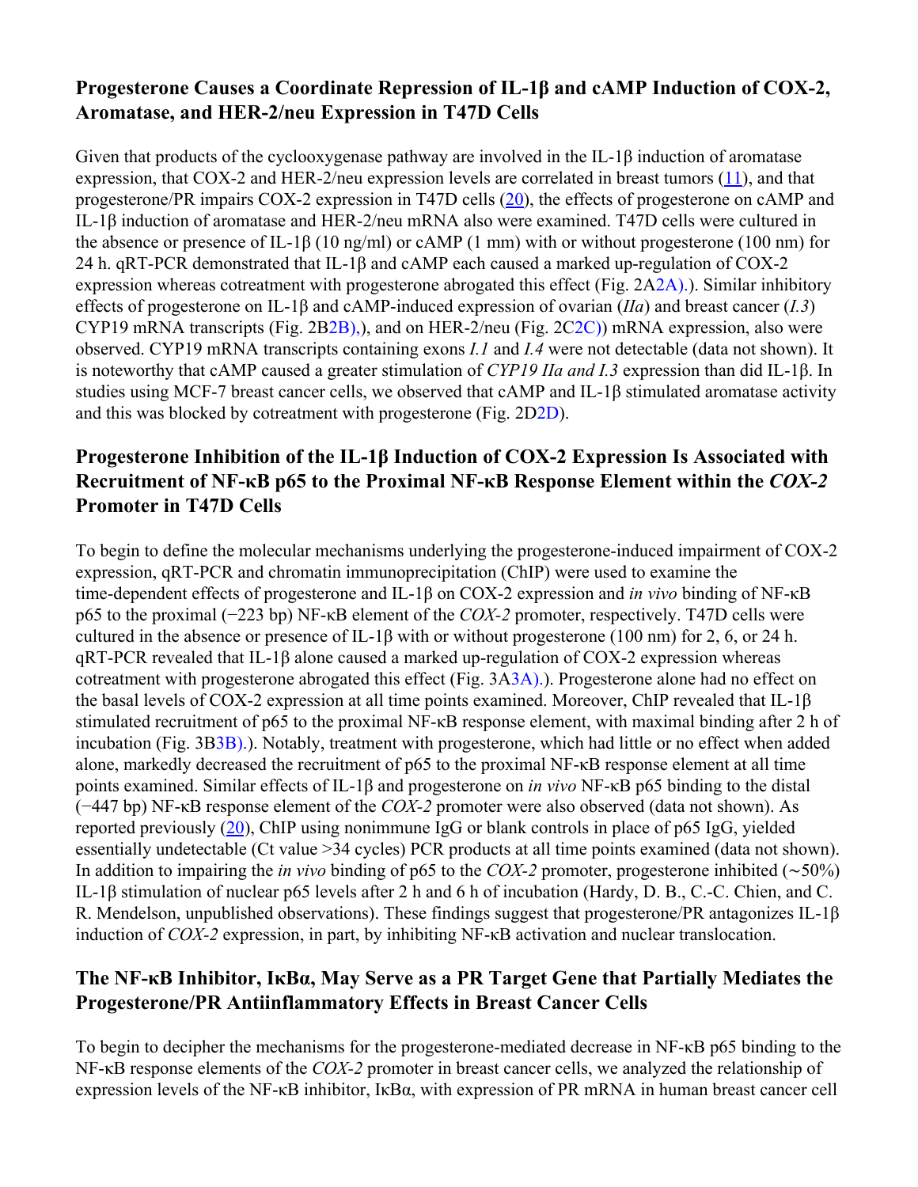## Progesterone Causes a Coordinate Repression of IL-1β and cAMP Induction of COX-2, Aromatase, and HER-2/neu Expression in T47D Cells

Given that products of the cyclooxygenase pathway are involved in the IL-1β induction of aromatase expression, that COX-2 and HER-2/neu expression levels are correlated in breast tumors (11), and that progesterone/PR impairs COX-2 expression in T47D cells (20), the effects of progesterone on cAMP and IL-1β induction of aromatase and HER-2/neu mRNA also were examined. T47D cells were cultured in the absence or presence of IL-1β (10 ng/ml) or cAMP (1 mm) with or without progesterone (100 nm) for 24 h. qRT-PCR demonstrated that IL-1β and cAMP each caused a marked up-regulation of COX-2 expression whereas cotreatment with progesterone abrogated this effect (Fig. 2A2A).). Similar inhibitory effects of progesterone on IL-1β and cAMP-induced expression of ovarian (*IIa*) and breast cancer (*I.3*) CYP19 mRNA transcripts (Fig. 2B2B),), and on HER-2/neu (Fig. 2C2C)) mRNA expression, also were observed. CYP19 mRNA transcripts containing exons *I.1* and *I.4* were not detectable (data not shown). It is noteworthy that cAMP caused a greater stimulation of *CYP19 IIa and I.3* expression than did IL-1β. In studies using MCF-7 breast cancer cells, we observed that cAMP and IL-1β stimulated aromatase activity and this was blocked by cotreatment with progesterone (Fig. 2D2D).

## Progesterone Inhibition of the IL-1β Induction of COX-2 Expression Is Associated with Recruitment of NF-κB p65 to the Proximal NF-κB Response Element within the *COX-2* Promoter in T47D Cells

To begin to define the molecular mechanisms underlying the progesterone-induced impairment of COX-2 expression, qRT-PCR and chromatin immunoprecipitation (ChIP) were used to examine the time-dependent effects of progesterone and IL-1β on COX-2 expression and *in vivo* binding of NF-κB p65 to the proximal (−223 bp) NF-κB element of the *COX-2* promoter, respectively. T47D cells were cultured in the absence or presence of IL-1β with or without progesterone (100 nm) for 2, 6, or 24 h. qRT-PCR revealed that IL-1β alone caused a marked up-regulation of COX-2 expression whereas cotreatment with progesterone abrogated this effect (Fig. 3A3A).). Progesterone alone had no effect on the basal levels of COX-2 expression at all time points examined. Moreover, ChIP revealed that IL-1β stimulated recruitment of p65 to the proximal NF-κB response element, with maximal binding after 2 h of incubation (Fig. 3B3B).). Notably, treatment with progesterone, which had little or no effect when added alone, markedly decreased the recruitment of p65 to the proximal NF-κB response element at all time points examined. Similar effects of IL-1β and progesterone on *in vivo* NF-κB p65 binding to the distal (−447 bp) NF-κB response element of the *COX-2* promoter were also observed (data not shown). As reported previously (20), ChIP using nonimmune IgG or blank controls in place of p65 IgG, yielded essentially undetectable (Ct value >34 cycles) PCR products at all time points examined (data not shown). In addition to impairing the *in vivo* binding of p65 to the *COX-2* promoter, progesterone inhibited (∼50%) IL-1β stimulation of nuclear p65 levels after 2 h and 6 h of incubation (Hardy, D. B., C.-C. Chien, and C. R. Mendelson, unpublished observations). These findings suggest that progesterone/PR antagonizes IL-1β induction of *COX-2* expression, in part, by inhibiting NF-κB activation and nuclear translocation.

## The NF-κB Inhibitor, IκBα, May Serve as a PR Target Gene that Partially Mediates the Progesterone/PR Antiinflammatory Effects in Breast Cancer Cells

To begin to decipher the mechanisms for the progesterone-mediated decrease in NF-κB p65 binding to the NF-κB response elements of the *COX-2* promoter in breast cancer cells, we analyzed the relationship of expression levels of the NF-κB inhibitor, IκBα, with expression of PR mRNA in human breast cancer cell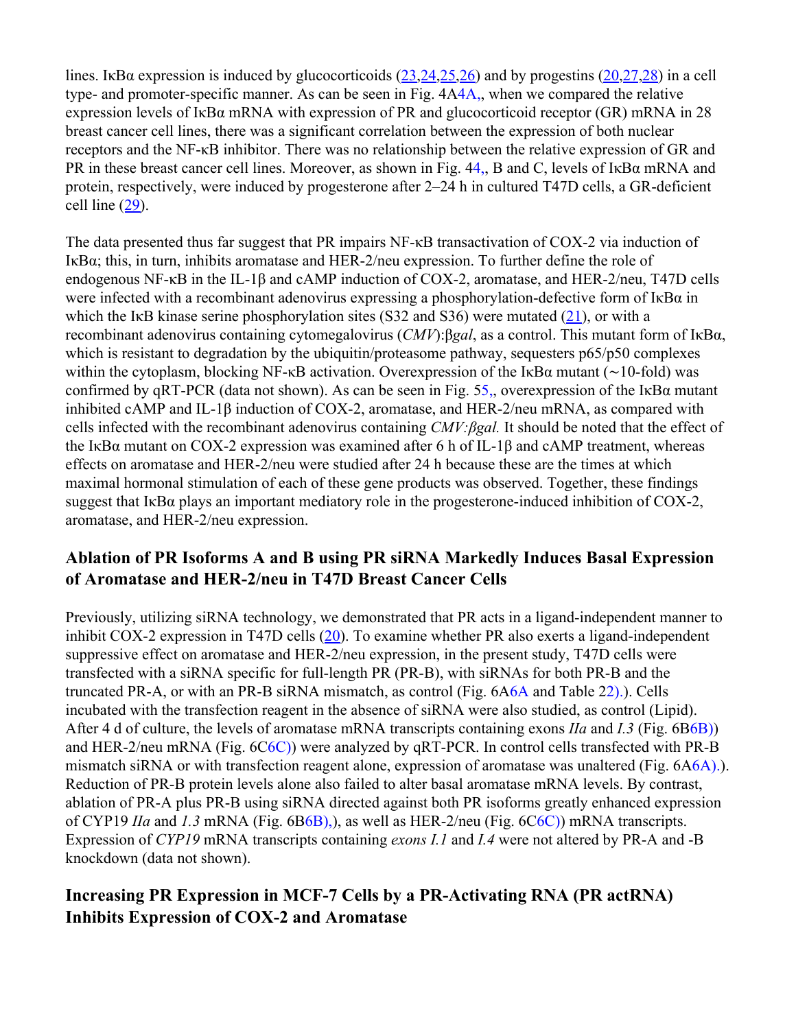lines. IκBα expression is induced by glucocorticoids (23,24,25,26) and by progestins (20,27,28) in a cell type- and promoter-specific manner. As can be seen in Fig. 4A4A,, when we compared the relative expression levels of IκBα mRNA with expression of PR and glucocorticoid receptor (GR) mRNA in 28 breast cancer cell lines, there was a significant correlation between the expression of both nuclear receptors and the NF-κB inhibitor. There was no relationship between the relative expression of GR and PR in these breast cancer cell lines. Moreover, as shown in Fig. 44,, B and C, levels of IκBα mRNA and protein, respectively, were induced by progesterone after 2–24 h in cultured T47D cells, a GR-deficient cell line (29).

The data presented thus far suggest that PR impairs NF-κB transactivation of COX-2 via induction of IκBα; this, in turn, inhibits aromatase and HER-2/neu expression. To further define the role of endogenous NF-κB in the IL-1β and cAMP induction of COX-2, aromatase, and HER-2/neu, T47D cells were infected with a recombinant adenovirus expressing a phosphorylation-defective form of IκBα in which the IκB kinase serine phosphorylation sites (S32 and S36) were mutated (21), or with a recombinant adenovirus containing cytomegalovirus (*CMV*):β*gal*, as a control. This mutant form of IκBα, which is resistant to degradation by the ubiquitin/proteasome pathway, sequesters p65/p50 complexes within the cytoplasm, blocking NF-κB activation. Overexpression of the IκBα mutant (∼10-fold) was confirmed by qRT-PCR (data not shown). As can be seen in Fig. 55,, overexpression of the IκBα mutant inhibited cAMP and IL-1β induction of COX-2, aromatase, and HER-2/neu mRNA, as compared with cells infected with the recombinant adenovirus containing *CMV:βgal.* It should be noted that the effect of the IκBα mutant on COX-2 expression was examined after 6 h of IL-1β and cAMP treatment, whereas effects on aromatase and HER-2/neu were studied after 24 h because these are the times at which maximal hormonal stimulation of each of these gene products was observed. Together, these findings suggest that IκBα plays an important mediatory role in the progesterone-induced inhibition of COX-2, aromatase, and HER-2/neu expression.

## Ablation of PR Isoforms A and B using PR siRNA Markedly Induces Basal Expression of Aromatase and HER-2/neu in T47D Breast Cancer Cells

Previously, utilizing siRNA technology, we demonstrated that PR acts in a ligand-independent manner to inhibit COX-2 expression in T47D cells (20). To examine whether PR also exerts a ligand-independent suppressive effect on aromatase and HER-2/neu expression, in the present study, T47D cells were transfected with a siRNA specific for full-length PR (PR-B), with siRNAs for both PR-B and the truncated PR-A, or with an PR-B siRNA mismatch, as control (Fig. 6A6A and Table 22).). Cells incubated with the transfection reagent in the absence of siRNA were also studied, as control (Lipid). After 4 d of culture, the levels of aromatase mRNA transcripts containing exons *IIa* and *I.3* (Fig. 6B6B)) and HER-2/neu mRNA (Fig. 6C6C)) were analyzed by qRT-PCR. In control cells transfected with PR-B mismatch siRNA or with transfection reagent alone, expression of aromatase was unaltered (Fig. 6A6A).). Reduction of PR-B protein levels alone also failed to alter basal aromatase mRNA levels. By contrast, ablation of PR-A plus PR-B using siRNA directed against both PR isoforms greatly enhanced expression of CYP19 *IIa* and *1.3* mRNA (Fig. 6B6B),), as well as HER-2/neu (Fig. 6C6C)) mRNA transcripts. Expression of *CYP19* mRNA transcripts containing *exons I.1* and *I.4* were not altered by PR-A and -B knockdown (data not shown).

## Increasing PR Expression in MCF-7 Cells by a PR-Activating RNA (PR actRNA) Inhibits Expression of COX-2 and Aromatase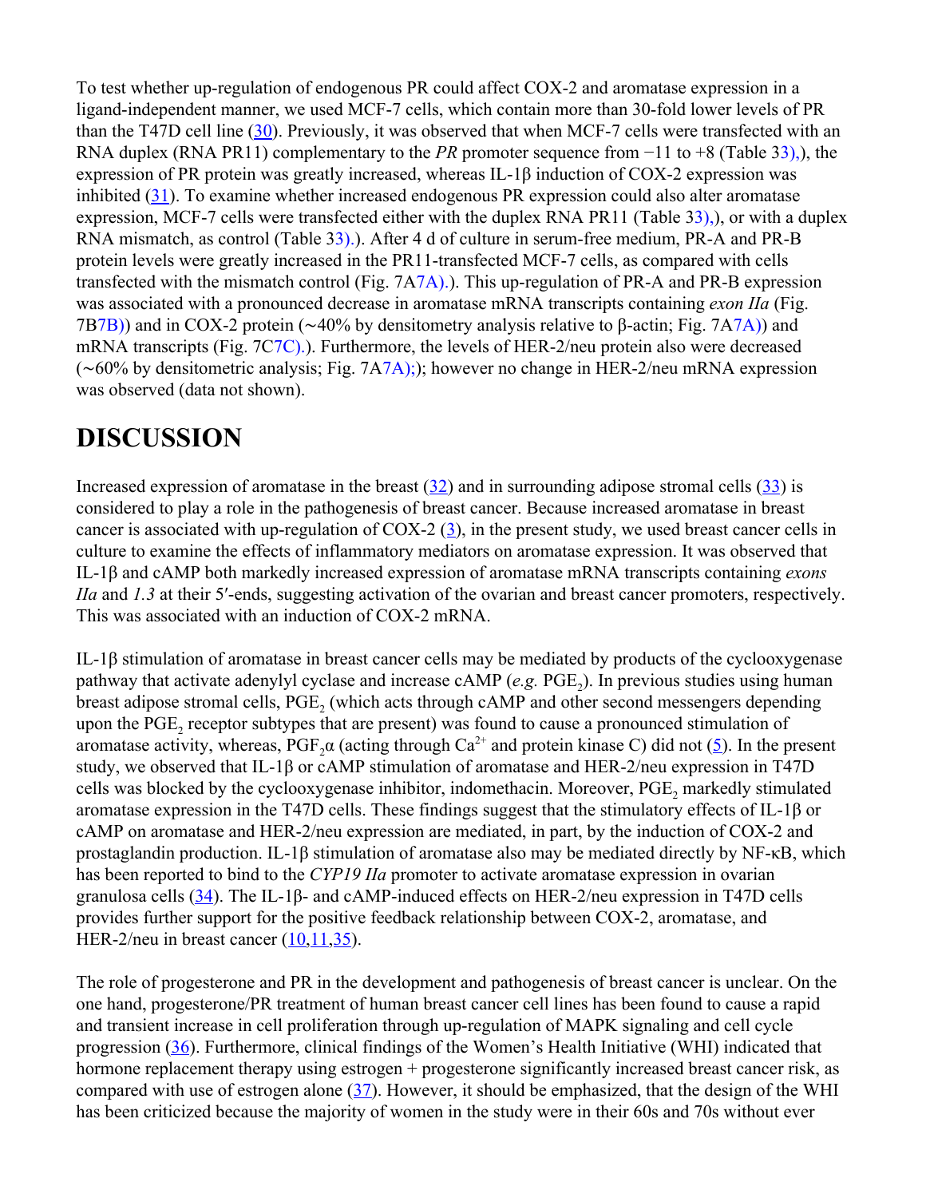To test whether up-regulation of endogenous PR could affect COX-2 and aromatase expression in a ligand-independent manner, we used MCF-7 cells, which contain more than 30-fold lower levels of PR than the T47D cell line (30). Previously, it was observed that when MCF-7 cells were transfected with an RNA duplex (RNA PR11) complementary to the *PR* promoter sequence from −11 to +8 (Table 33),), the expression of PR protein was greatly increased, whereas IL-1β induction of COX-2 expression was inhibited (31). To examine whether increased endogenous PR expression could also alter aromatase expression, MCF-7 cells were transfected either with the duplex RNA PR11 (Table 33),), or with a duplex RNA mismatch, as control (Table 33).). After 4 d of culture in serum-free medium, PR-A and PR-B protein levels were greatly increased in the PR11-transfected MCF-7 cells, as compared with cells transfected with the mismatch control (Fig. 7A7A).). This up-regulation of PR-A and PR-B expression was associated with a pronounced decrease in aromatase mRNA transcripts containing *exon IIa* (Fig. 7B7B)) and in COX-2 protein (∼40% by densitometry analysis relative to β-actin; Fig. 7A7A)) and mRNA transcripts (Fig. 7C7C).). Furthermore, the levels of HER-2/neu protein also were decreased (∼60% by densitometric analysis; Fig. 7A7A);); however no change in HER-2/neu mRNA expression was observed (data not shown).

## DISCUSSION

Increased expression of aromatase in the breast (32) and in surrounding adipose stromal cells (33) is considered to play a role in the pathogenesis of breast cancer. Because increased aromatase in breast cancer is associated with up-regulation of COX-2 (3), in the present study, we used breast cancer cells in culture to examine the effects of inflammatory mediators on aromatase expression. It was observed that IL-1β and cAMP both markedly increased expression of aromatase mRNA transcripts containing *exons IIa* and *1.3* at their 5′-ends, suggesting activation of the ovarian and breast cancer promoters, respectively. This was associated with an induction of COX-2 mRNA.

IL-1β stimulation of aromatase in breast cancer cells may be mediated by products of the cyclooxygenase pathway that activate adenylyl cyclase and increase cAMP (*e.g.* $PGE_2$). In previous studies using human breast adipose stromal cells, $PGE_2$ (which acts through cAMP and other second messengers depending upon the $PGE_2$ receptor subtypes that are present) was found to cause a pronounced stimulation of aromatase activity, whereas, $PGF_2\alpha$ (acting through $Ca^{2+}$ and protein kinase C) did not (5). In the present study, we observed that IL-1β or cAMP stimulation of aromatase and HER-2/neu expression in T47D cells was blocked by the cyclooxygenase inhibitor, indomethacin. Moreover, $PGE_2$ markedly stimulated aromatase expression in the T47D cells. These findings suggest that the stimulatory effects of IL-1β or cAMP on aromatase and HER-2/neu expression are mediated, in part, by the induction of COX-2 and prostaglandin production. IL-1β stimulation of aromatase also may be mediated directly by NF-κB, which has been reported to bind to the *CYP19 IIa* promoter to activate aromatase expression in ovarian granulosa cells (34). The IL-1β- and cAMP-induced effects on HER-2/neu expression in T47D cells provides further support for the positive feedback relationship between COX-2, aromatase, and HER-2/neu in breast cancer (10,11,35).

The role of progesterone and PR in the development and pathogenesis of breast cancer is unclear. On the one hand, progesterone/PR treatment of human breast cancer cell lines has been found to cause a rapid and transient increase in cell proliferation through up-regulation of MAPK signaling and cell cycle progression (36). Furthermore, clinical findings of the Women's Health Initiative (WHI) indicated that hormone replacement therapy using estrogen + progesterone significantly increased breast cancer risk, as compared with use of estrogen alone (37). However, it should be emphasized, that the design of the WHI has been criticized because the majority of women in the study were in their 60s and 70s without ever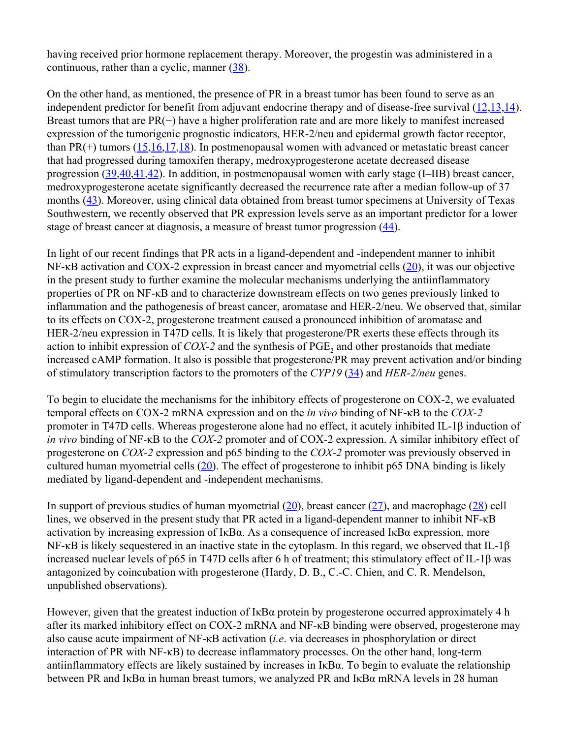having received prior hormone replacement therapy. Moreover, the progestin was administered in a continuous, rather than a cyclic, manner (38).

On the other hand, as mentioned, the presence of PR in a breast tumor has been found to serve as an independent predictor for benefit from adjuvant endocrine therapy and of disease-free survival (12,13,14). Breast tumors that are PR(−) have a higher proliferation rate and are more likely to manifest increased expression of the tumorigenic prognostic indicators, HER-2/neu and epidermal growth factor receptor, than PR(+) tumors (15,16,17,18). In postmenopausal women with advanced or metastatic breast cancer that had progressed during tamoxifen therapy, medroxyprogesterone acetate decreased disease progression (39,40,41,42). In addition, in postmenopausal women with early stage (I–IIB) breast cancer, medroxyprogesterone acetate significantly decreased the recurrence rate after a median follow-up of 37 months (43). Moreover, using clinical data obtained from breast tumor specimens at University of Texas Southwestern, we recently observed that PR expression levels serve as an important predictor for a lower stage of breast cancer at diagnosis, a measure of breast tumor progression (44).

In light of our recent findings that PR acts in a ligand-dependent and -independent manner to inhibit NF-κB activation and COX-2 expression in breast cancer and myometrial cells (20), it was our objective in the present study to further examine the molecular mechanisms underlying the antiinflammatory properties of PR on NF-κB and to characterize downstream effects on two genes previously linked to inflammation and the pathogenesis of breast cancer, aromatase and HER-2/neu. We observed that, similar to its effects on COX-2, progesterone treatment caused a pronounced inhibition of aromatase and HER-2/neu expression in T47D cells. It is likely that progesterone/PR exerts these effects through its action to inhibit expression of *COX-2* and the synthesis of $PGE_2$ and other prostanoids that mediate increased cAMP formation. It also is possible that progesterone/PR may prevent activation and/or binding of stimulatory transcription factors to the promoters of the *CYP19* (34) and *HER-2/neu* genes.

To begin to elucidate the mechanisms for the inhibitory effects of progesterone on COX-2, we evaluated temporal effects on COX-2 mRNA expression and on the *in vivo* binding of NF-κB to the *COX-2* promoter in T47D cells. Whereas progesterone alone had no effect, it acutely inhibited IL-1β induction of *in vivo* binding of NF-κB to the *COX-2* promoter and of COX-2 expression. A similar inhibitory effect of progesterone on *COX-2* expression and p65 binding to the *COX-2* promoter was previously observed in cultured human myometrial cells (20). The effect of progesterone to inhibit p65 DNA binding is likely mediated by ligand-dependent and -independent mechanisms.

In support of previous studies of human myometrial (20), breast cancer (27), and macrophage (28) cell lines, we observed in the present study that PR acted in a ligand-dependent manner to inhibit NF-κB activation by increasing expression of IκBα. As a consequence of increased IκBα expression, more NF-κB is likely sequestered in an inactive state in the cytoplasm. In this regard, we observed that IL-1β increased nuclear levels of p65 in T47D cells after 6 h of treatment; this stimulatory effect of IL-1β was antagonized by coincubation with progesterone (Hardy, D. B., C.-C. Chien, and C. R. Mendelson, unpublished observations).

However, given that the greatest induction of IκBα protein by progesterone occurred approximately 4 h after its marked inhibitory effect on COX-2 mRNA and NF-κB binding were observed, progesterone may also cause acute impairment of NF-κB activation (*i.e.* via decreases in phosphorylation or direct interaction of PR with NF-κB) to decrease inflammatory processes. On the other hand, long-term antiinflammatory effects are likely sustained by increases in IκBα. To begin to evaluate the relationship between PR and IκBα in human breast tumors, we analyzed PR and IκBα mRNA levels in 28 human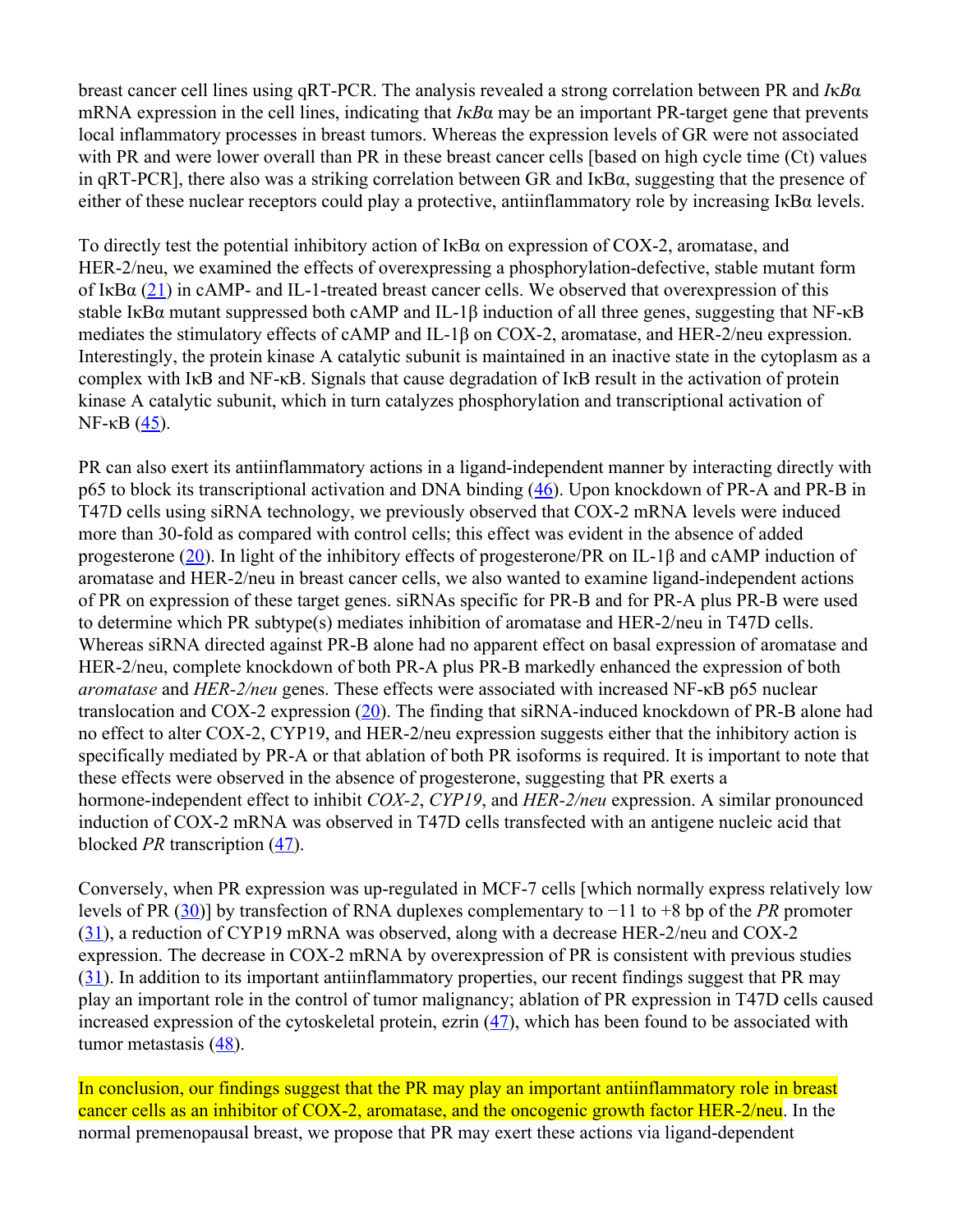breast cancer cell lines using qRT-PCR. The analysis revealed a strong correlation between PR and *IκBα* mRNA expression in the cell lines, indicating that *IκBα* may be an important PR-target gene that prevents local inflammatory processes in breast tumors. Whereas the expression levels of GR were not associated with PR and were lower overall than PR in these breast cancer cells [based on high cycle time (Ct) values in qRT-PCR], there also was a striking correlation between GR and IκBα, suggesting that the presence of either of these nuclear receptors could play a protective, antiinflammatory role by increasing IκBα levels.

To directly test the potential inhibitory action of IκBα on expression of COX-2, aromatase, and HER-2/neu, we examined the effects of overexpressing a phosphorylation-defective, stable mutant form of IκBα (21) in cAMP- and IL-1-treated breast cancer cells. We observed that overexpression of this stable IκBα mutant suppressed both cAMP and IL-1β induction of all three genes, suggesting that NF-κB mediates the stimulatory effects of cAMP and IL-1β on COX-2, aromatase, and HER-2/neu expression. Interestingly, the protein kinase A catalytic subunit is maintained in an inactive state in the cytoplasm as a complex with IκB and NF-κB. Signals that cause degradation of IκB result in the activation of protein kinase A catalytic subunit, which in turn catalyzes phosphorylation and transcriptional activation of NF-κB (45).

PR can also exert its antiinflammatory actions in a ligand-independent manner by interacting directly with p65 to block its transcriptional activation and DNA binding (46). Upon knockdown of PR-A and PR-B in T47D cells using siRNA technology, we previously observed that COX-2 mRNA levels were induced more than 30-fold as compared with control cells; this effect was evident in the absence of added progesterone (20). In light of the inhibitory effects of progesterone/PR on IL-1β and cAMP induction of aromatase and HER-2/neu in breast cancer cells, we also wanted to examine ligand-independent actions of PR on expression of these target genes. siRNAs specific for PR-B and for PR-A plus PR-B were used to determine which PR subtype(s) mediates inhibition of aromatase and HER-2/neu in T47D cells. Whereas siRNA directed against PR-B alone had no apparent effect on basal expression of aromatase and HER-2/neu, complete knockdown of both PR-A plus PR-B markedly enhanced the expression of both *aromatase* and *HER-2/neu* genes. These effects were associated with increased NF-κB p65 nuclear translocation and COX-2 expression (20). The finding that siRNA-induced knockdown of PR-B alone had no effect to alter COX-2, CYP19, and HER-2/neu expression suggests either that the inhibitory action is specifically mediated by PR-A or that ablation of both PR isoforms is required. It is important to note that these effects were observed in the absence of progesterone, suggesting that PR exerts a hormone-independent effect to inhibit *COX-2*, *CYP19*, and *HER-2/neu* expression. A similar pronounced induction of COX-2 mRNA was observed in T47D cells transfected with an antigene nucleic acid that blocked *PR* transcription (47).

Conversely, when PR expression was up-regulated in MCF-7 cells [which normally express relatively low levels of PR (30)] by transfection of RNA duplexes complementary to −11 to +8 bp of the *PR* promoter (31), a reduction of CYP19 mRNA was observed, along with a decrease HER-2/neu and COX-2 expression. The decrease in COX-2 mRNA by overexpression of PR is consistent with previous studies (31). In addition to its important antiinflammatory properties, our recent findings suggest that PR may play an important role in the control of tumor malignancy; ablation of PR expression in T47D cells caused increased expression of the cytoskeletal protein, ezrin (47), which has been found to be associated with tumor metastasis (48).

In conclusion, our findings suggest that the PR may play an important antiinflammatory role in breast cancer cells as an inhibitor of COX-2, aromatase, and the oncogenic growth factor HER-2/neu. In the normal premenopausal breast, we propose that PR may exert these actions via ligand-dependent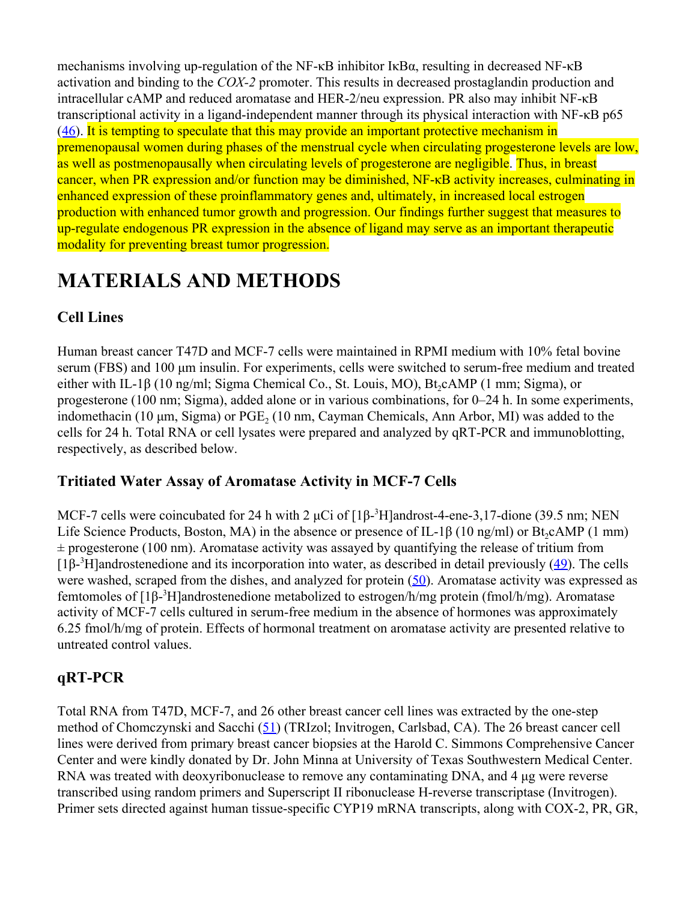mechanisms involving up-regulation of the NF-κB inhibitor IκBα, resulting in decreased NF-κB activation and binding to the *COX-2* promoter. This results in decreased prostaglandin production and intracellular cAMP and reduced aromatase and HER-2/neu expression. PR also may inhibit NF-κB transcriptional activity in a ligand-independent manner through its physical interaction with NF-κB p65 (46). It is tempting to speculate that this may provide an important protective mechanism in premenopausal women during phases of the menstrual cycle when circulating progesterone levels are low, as well as postmenopausally when circulating levels of progesterone are negligible. Thus, in breast cancer, when PR expression and/or function may be diminished, NF-κB activity increases, culminating in enhanced expression of these proinflammatory genes and, ultimately, in increased local estrogen production with enhanced tumor growth and progression. Our findings further suggest that measures to up-regulate endogenous PR expression in the absence of ligand may serve as an important therapeutic modality for preventing breast tumor progression.

# MATERIALS AND METHODS

## Cell Lines

Human breast cancer T47D and MCF-7 cells were maintained in RPMI medium with 10% fetal bovine serum (FBS) and 100 μm insulin. For experiments, cells were switched to serum-free medium and treated either with IL-1β (10 ng/ml; Sigma Chemical Co., St. Louis, MO), $Bt_2cAMP$ (1 mm; Sigma), or progesterone (100 nm; Sigma), added alone or in various combinations, for 0–24 h. In some experiments, indomethacin (10 μm, Sigma) or $PGE_2$ (10 nm, Cayman Chemicals, Ann Arbor, MI) was added to the cells for 24 h. Total RNA or cell lysates were prepared and analyzed by qRT-PCR and immunoblotting, respectively, as described below.

## Tritiated Water Assay of Aromatase Activity in MCF-7 Cells

MCF-7 cells were coincubated for 24 h with 2 μCi of [1β-$^3$H]androst-4-ene-3,17-dione (39.5 nm; NEN Life Science Products, Boston, MA) in the absence or presence of IL-1β (10 ng/ml) or $Bt_2cAMP$ (1 mm) ± progesterone (100 nm). Aromatase activity was assayed by quantifying the release of tritium from [1β-$^3$H]androstenedione and its incorporation into water, as described in detail previously (49). The cells were washed, scraped from the dishes, and analyzed for protein (50). Aromatase activity was expressed as femtomoles of [1β-$^3$H]androstenedione metabolized to estrogen/h/mg protein (fmol/h/mg). Aromatase activity of MCF-7 cells cultured in serum-free medium in the absence of hormones was approximately 6.25 fmol/h/mg of protein. Effects of hormonal treatment on aromatase activity are presented relative to untreated control values.

## qRT-PCR

Total RNA from T47D, MCF-7, and 26 other breast cancer cell lines was extracted by the one-step method of Chomczynski and Sacchi (51) (TRIzol; Invitrogen, Carlsbad, CA). The 26 breast cancer cell lines were derived from primary breast cancer biopsies at the Harold C. Simmons Comprehensive Cancer Center and were kindly donated by Dr. John Minna at University of Texas Southwestern Medical Center. RNA was treated with deoxyribonuclease to remove any contaminating DNA, and 4 μg were reverse transcribed using random primers and Superscript II ribonuclease H-reverse transcriptase (Invitrogen). Primer sets directed against human tissue-specific CYP19 mRNA transcripts, along with COX-2, PR, GR,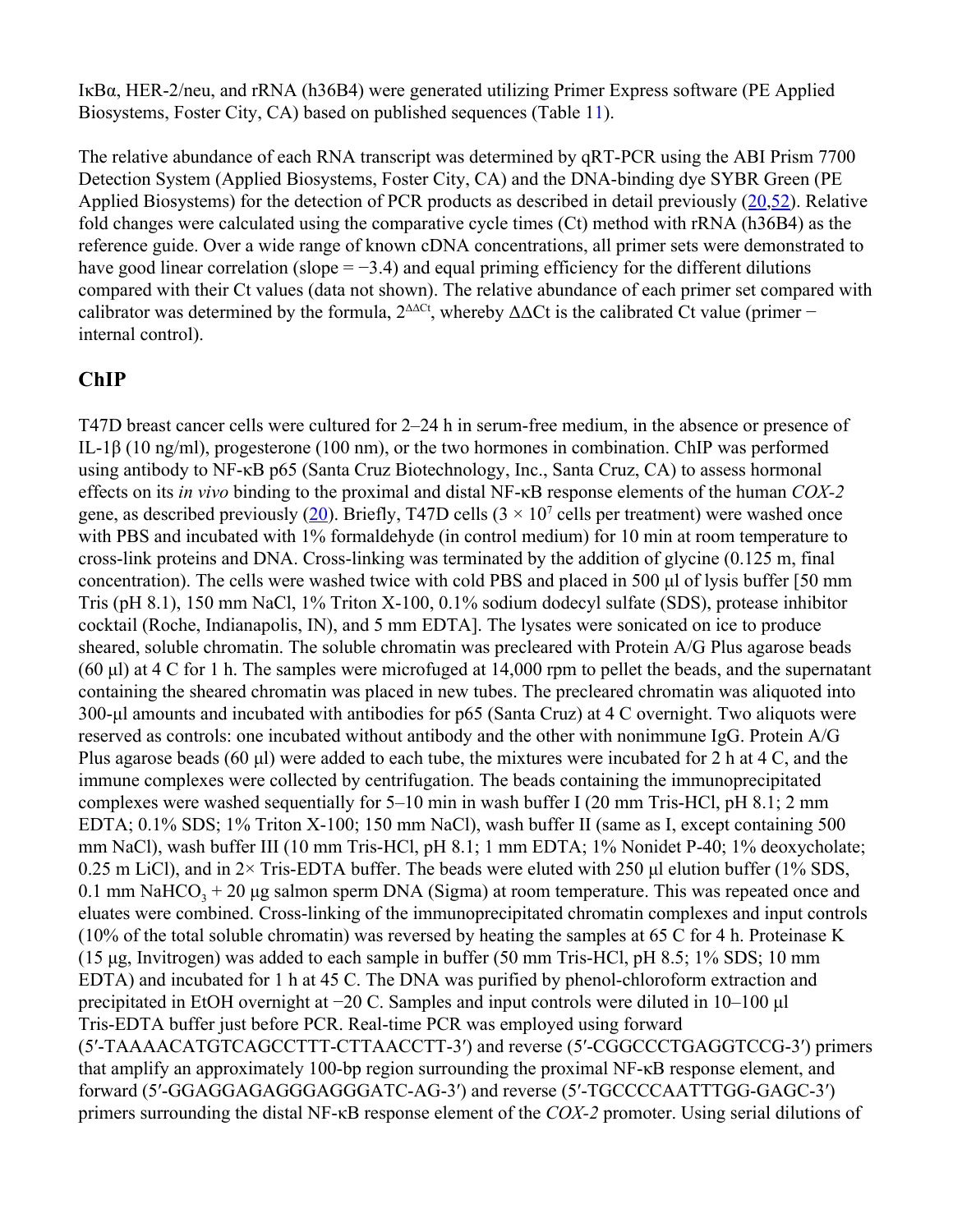IκBα, HER-2/neu, and rRNA (h36B4) were generated utilizing Primer Express software (PE Applied Biosystems, Foster City, CA) based on published sequences (Table 11).

The relative abundance of each RNA transcript was determined by qRT-PCR using the ABI Prism 7700 Detection System (Applied Biosystems, Foster City, CA) and the DNA-binding dye SYBR Green (PE Applied Biosystems) for the detection of PCR products as described in detail previously (20,52). Relative fold changes were calculated using the comparative cycle times (Ct) method with rRNA (h36B4) as the reference guide. Over a wide range of known cDNA concentrations, all primer sets were demonstrated to have good linear correlation (slope = −3.4) and equal priming efficiency for the different dilutions compared with their Ct values (data not shown). The relative abundance of each primer set compared with calibrator was determined by the formula, $2^{\Delta\Delta Ct}$, whereby ΔΔCt is the calibrated Ct value (primer − internal control).

## ChIP

T47D breast cancer cells were cultured for 2–24 h in serum-free medium, in the absence or presence of IL-1β (10 ng/ml), progesterone (100 nm), or the two hormones in combination. ChIP was performed using antibody to NF-κB p65 (Santa Cruz Biotechnology, Inc., Santa Cruz, CA) to assess hormonal effects on its *in vivo* binding to the proximal and distal NF-κB response elements of the human *COX-2* gene, as described previously (20). Briefly, T47D cells ($3 \times 10^7$ cells per treatment) were washed once with PBS and incubated with 1% formaldehyde (in control medium) for 10 min at room temperature to cross-link proteins and DNA. Cross-linking was terminated by the addition of glycine (0.125 m, final concentration). The cells were washed twice with cold PBS and placed in 500 μl of lysis buffer [50 mm Tris (pH 8.1), 150 mm NaCl, 1% Triton X-100, 0.1% sodium dodecyl sulfate (SDS), protease inhibitor cocktail (Roche, Indianapolis, IN), and 5 mm EDTA]. The lysates were sonicated on ice to produce sheared, soluble chromatin. The soluble chromatin was precleared with Protein A/G Plus agarose beads (60 μl) at 4 C for 1 h. The samples were microfuged at 14,000 rpm to pellet the beads, and the supernatant containing the sheared chromatin was placed in new tubes. The precleared chromatin was aliquoted into 300-μl amounts and incubated with antibodies for p65 (Santa Cruz) at 4 C overnight. Two aliquots were reserved as controls: one incubated without antibody and the other with nonimmune IgG. Protein A/G Plus agarose beads (60 μl) were added to each tube, the mixtures were incubated for 2 h at 4 C, and the immune complexes were collected by centrifugation. The beads containing the immunoprecipitated complexes were washed sequentially for 5–10 min in wash buffer I (20 mm Tris-HCl, pH 8.1; 2 mm EDTA; 0.1% SDS; 1% Triton X-100; 150 mm NaCl), wash buffer II (same as I, except containing 500 mm NaCl), wash buffer III (10 mm Tris-HCl, pH 8.1; 1 mm EDTA; 1% Nonidet P-40; 1% deoxycholate; 0.25 m LiCl), and in 2× Tris-EDTA buffer. The beads were eluted with 250 μl elution buffer (1% SDS, 0.1 mm $NaHCO_3$ + 20 μg salmon sperm DNA (Sigma) at room temperature. This was repeated once and eluates were combined. Cross-linking of the immunoprecipitated chromatin complexes and input controls (10% of the total soluble chromatin) was reversed by heating the samples at 65 C for 4 h. Proteinase K (15 μg, Invitrogen) was added to each sample in buffer (50 mm Tris-HCl, pH 8.5; 1% SDS; 10 mm EDTA) and incubated for 1 h at 45 C. The DNA was purified by phenol-chloroform extraction and precipitated in EtOH overnight at −20 C. Samples and input controls were diluted in 10–100 μl Tris-EDTA buffer just before PCR. Real-time PCR was employed using forward (5′-TAAAACATGTCAGCCTTT-CTTAACCTT-3′) and reverse (5′-CGGCCCTGAGGTCCG-3′) primers that amplify an approximately 100-bp region surrounding the proximal NF-κB response element, and forward (5′-GGAGGAGAGGGAGGGATC-AG-3′) and reverse (5′-TGCCCCAATTTGG-GAGC-3′) primers surrounding the distal NF-κB response element of the *COX-2* promoter. Using serial dilutions of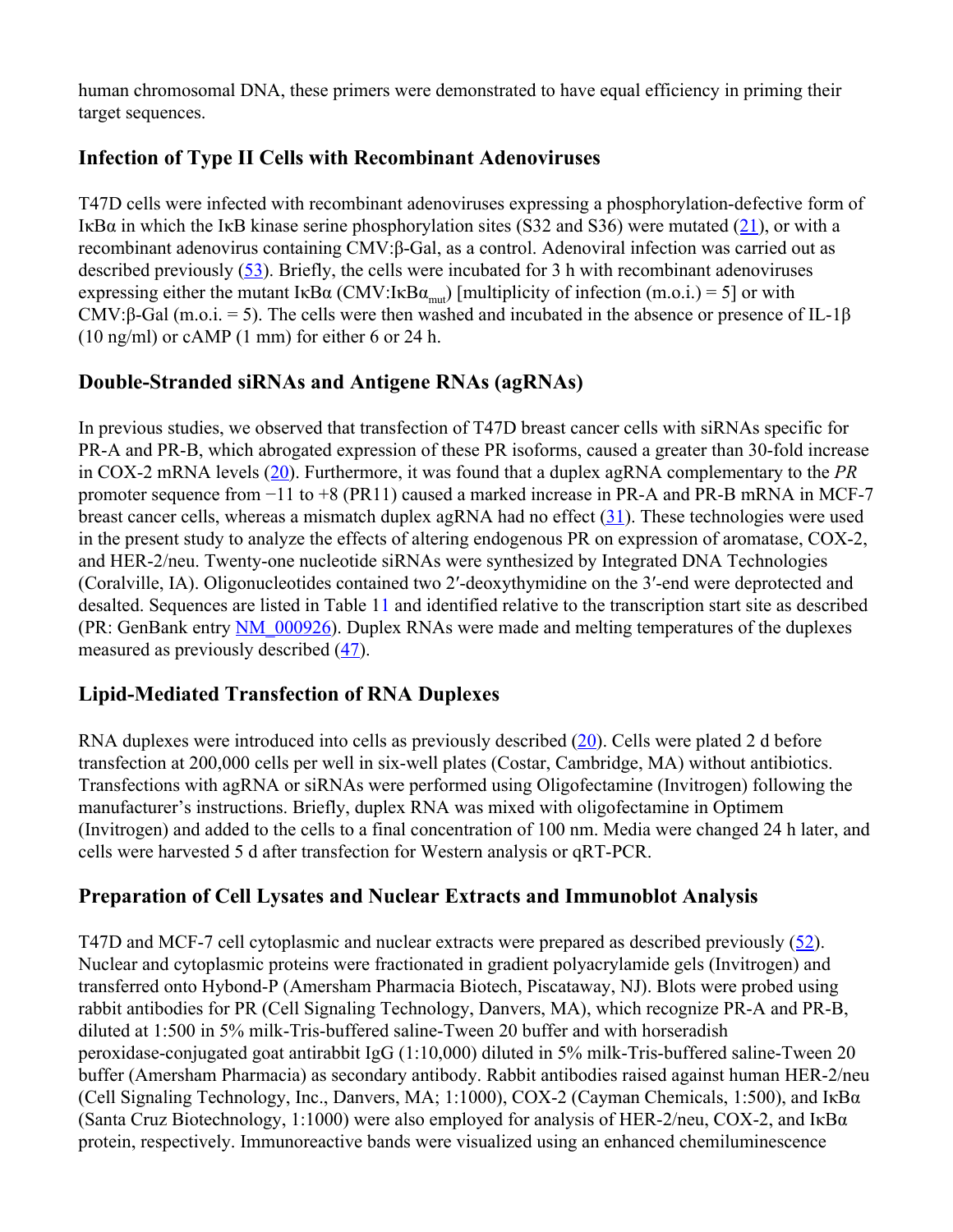human chromosomal DNA, these primers were demonstrated to have equal efficiency in priming their target sequences.

## Infection of Type II Cells with Recombinant Adenoviruses

T47D cells were infected with recombinant adenoviruses expressing a phosphorylation-defective form of IκBα in which the IκB kinase serine phosphorylation sites (S32 and S36) were mutated (21), or with a recombinant adenovirus containing CMV:β-Gal, as a control. Adenoviral infection was carried out as described previously (53). Briefly, the cells were incubated for 3 h with recombinant adenoviruses expressing either the mutant IκBα (CMV:IκB$\alpha_{mut}$) [multiplicity of infection (m.o.i.) = 5] or with CMV:β-Gal (m.o.i. = 5). The cells were then washed and incubated in the absence or presence of IL-1β (10 ng/ml) or cAMP (1 mm) for either 6 or 24 h.

## Double-Stranded siRNAs and Antigene RNAs (agRNAs)

In previous studies, we observed that transfection of T47D breast cancer cells with siRNAs specific for PR-A and PR-B, which abrogated expression of these PR isoforms, caused a greater than 30-fold increase in COX-2 mRNA levels (20). Furthermore, it was found that a duplex agRNA complementary to the *PR* promoter sequence from −11 to +8 (PR11) caused a marked increase in PR-A and PR-B mRNA in MCF-7 breast cancer cells, whereas a mismatch duplex agRNA had no effect (31). These technologies were used in the present study to analyze the effects of altering endogenous PR on expression of aromatase, COX-2, and HER-2/neu. Twenty-one nucleotide siRNAs were synthesized by Integrated DNA Technologies (Coralville, IA). Oligonucleotides contained two 2′-deoxythymidine on the 3′-end were deprotected and desalted. Sequences are listed in Table 11 and identified relative to the transcription start site as described (PR: GenBank entry NM_000926). Duplex RNAs were made and melting temperatures of the duplexes measured as previously described (47).

## Lipid-Mediated Transfection of RNA Duplexes

RNA duplexes were introduced into cells as previously described (20). Cells were plated 2 d before transfection at 200,000 cells per well in six-well plates (Costar, Cambridge, MA) without antibiotics. Transfections with agRNA or siRNAs were performed using Oligofectamine (Invitrogen) following the manufacturer's instructions. Briefly, duplex RNA was mixed with oligofectamine in Optimem (Invitrogen) and added to the cells to a final concentration of 100 nm. Media were changed 24 h later, and cells were harvested 5 d after transfection for Western analysis or qRT-PCR.

## Preparation of Cell Lysates and Nuclear Extracts and Immunoblot Analysis

T47D and MCF-7 cell cytoplasmic and nuclear extracts were prepared as described previously (52). Nuclear and cytoplasmic proteins were fractionated in gradient polyacrylamide gels (Invitrogen) and transferred onto Hybond-P (Amersham Pharmacia Biotech, Piscataway, NJ). Blots were probed using rabbit antibodies for PR (Cell Signaling Technology, Danvers, MA), which recognize PR-A and PR-B, diluted at 1:500 in 5% milk-Tris-buffered saline-Tween 20 buffer and with horseradish peroxidase-conjugated goat antirabbit IgG (1:10,000) diluted in 5% milk-Tris-buffered saline-Tween 20 buffer (Amersham Pharmacia) as secondary antibody. Rabbit antibodies raised against human HER-2/neu (Cell Signaling Technology, Inc., Danvers, MA; 1:1000), COX-2 (Cayman Chemicals, 1:500), and IκBα (Santa Cruz Biotechnology, 1:1000) were also employed for analysis of HER-2/neu, COX-2, and IκBα protein, respectively. Immunoreactive bands were visualized using an enhanced chemiluminescence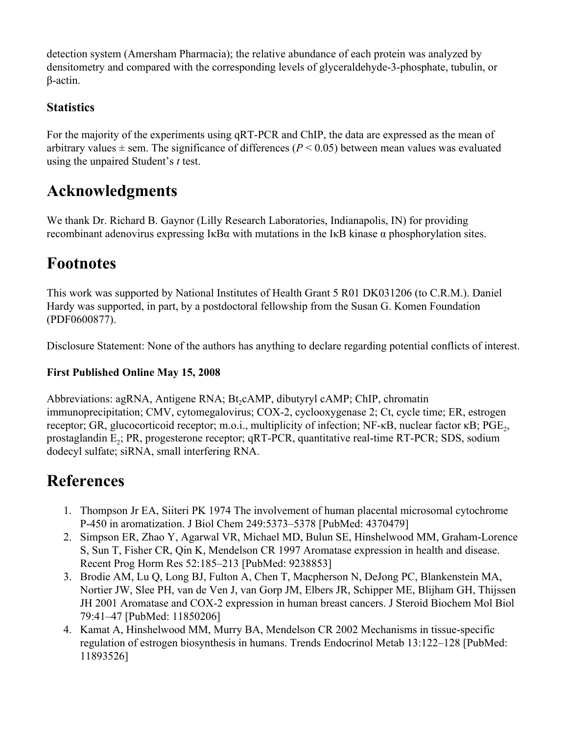detection system (Amersham Pharmacia); the relative abundance of each protein was analyzed by densitometry and compared with the corresponding levels of glyceraldehyde-3-phosphate, tubulin, or β-actin.

### Statistics

For the majority of the experiments using qRT-PCR and ChIP, the data are expressed as the mean of arbitrary values ± sem. The significance of differences ($P < 0.05$) between mean values was evaluated using the unpaired Student's *t* test.

## Acknowledgments

We thank Dr. Richard B. Gaynor (Lilly Research Laboratories, Indianapolis, IN) for providing recombinant adenovirus expressing IκBα with mutations in the IκB kinase α phosphorylation sites.

## Footnotes

This work was supported by National Institutes of Health Grant 5 R01 DK031206 (to C.R.M.). Daniel Hardy was supported, in part, by a postdoctoral fellowship from the Susan G. Komen Foundation (PDF0600877).

Disclosure Statement: None of the authors has anything to declare regarding potential conflicts of interest.

**First Published Online May 15, 2008**

Abbreviations: agRNA, Antigene RNA; $Bt_2$cAMP, dibutyryl cAMP; ChIP, chromatin immunoprecipitation; CMV, cytomegalovirus; COX-2, cyclooxygenase 2; Ct, cycle time; ER, estrogen receptor; GR, glucocorticoid receptor; m.o.i., multiplicity of infection; NF-κB, nuclear factor κB; $PGE_2$, prostaglandin $E_2$; PR, progesterone receptor; qRT-PCR, quantitative real-time RT-PCR; SDS, sodium dodecyl sulfate; siRNA, small interfering RNA.

## References

1. Thompson Jr EA, Siiteri PK 1974 The involvement of human placental microsomal cytochrome P-450 in aromatization. J Biol Chem 249:5373–5378 [PubMed: 4370479]
2. Simpson ER, Zhao Y, Agarwal VR, Michael MD, Bulun SE, Hinshelwood MM, Graham-Lorence S, Sun T, Fisher CR, Qin K, Mendelson CR 1997 Aromatase expression in health and disease. Recent Prog Horm Res 52:185–213 [PubMed: 9238853]
3. Brodie AM, Lu Q, Long BJ, Fulton A, Chen T, Macpherson N, DeJong PC, Blankenstein MA, Nortier JW, Slee PH, van de Ven J, van Gorp JM, Elbers JR, Schipper ME, Blijham GH, Thijssen JH 2001 Aromatase and COX-2 expression in human breast cancers. J Steroid Biochem Mol Biol 79:41–47 [PubMed: 11850206]
4. Kamat A, Hinshelwood MM, Murry BA, Mendelson CR 2002 Mechanisms in tissue-specific regulation of estrogen biosynthesis in humans. Trends Endocrinol Metab 13:122–128 [PubMed: 11893526]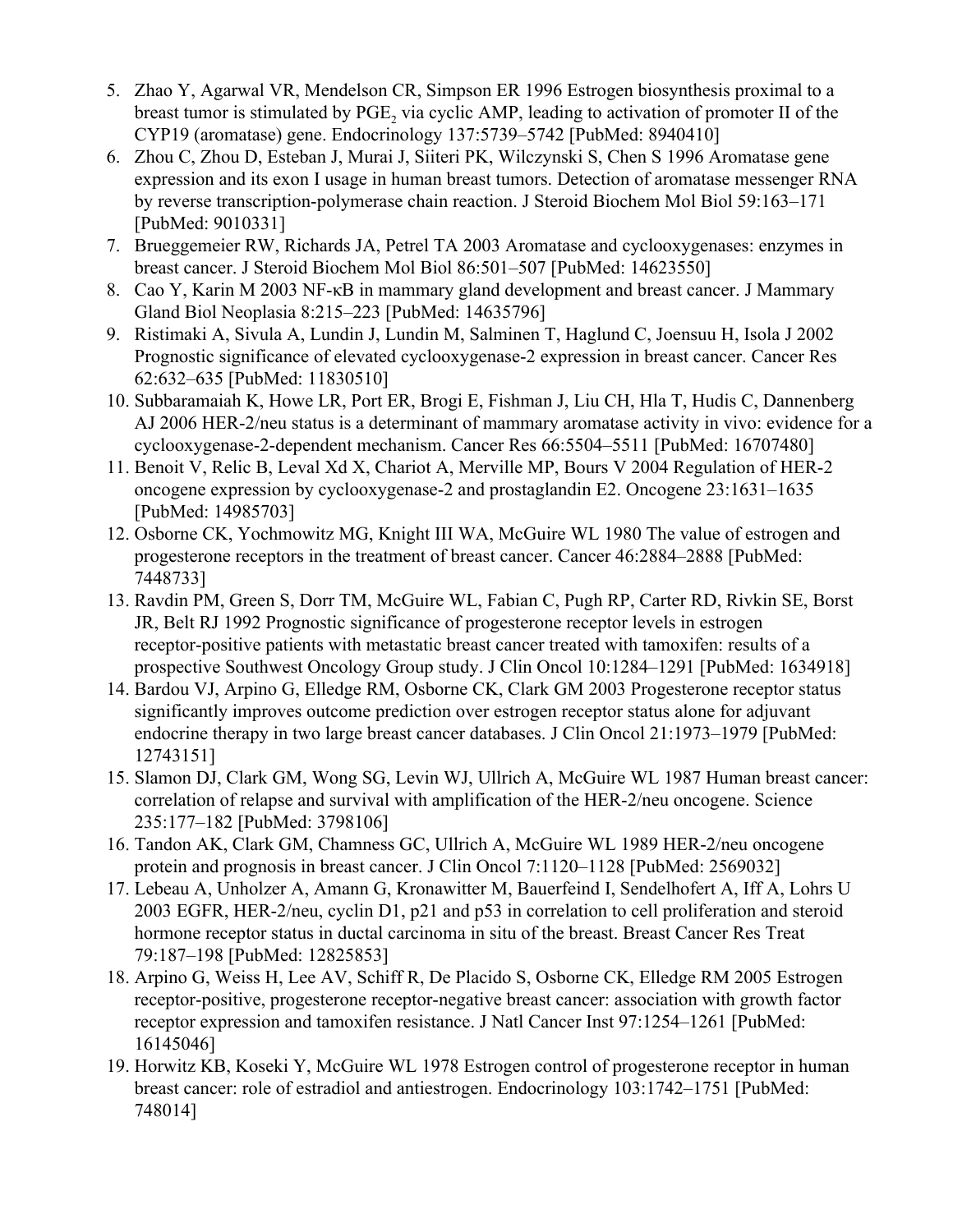5. Zhao Y, Agarwal VR, Mendelson CR, Simpson ER 1996 Estrogen biosynthesis proximal to a breast tumor is stimulated by $PGE_2$ via cyclic AMP, leading to activation of promoter II of the CYP19 (aromatase) gene. Endocrinology 137:5739–5742 [PubMed: 8940410]
6. Zhou C, Zhou D, Esteban J, Murai J, Siiteri PK, Wilczynski S, Chen S 1996 Aromatase gene expression and its exon I usage in human breast tumors. Detection of aromatase messenger RNA by reverse transcription-polymerase chain reaction. J Steroid Biochem Mol Biol 59:163–171 [PubMed: 9010331]
7. Brueggemeier RW, Richards JA, Petrel TA 2003 Aromatase and cyclooxygenases: enzymes in breast cancer. J Steroid Biochem Mol Biol 86:501–507 [PubMed: 14623550]
8. Cao Y, Karin M 2003 NF-κB in mammary gland development and breast cancer. J Mammary Gland Biol Neoplasia 8:215–223 [PubMed: 14635796]
9. Ristimaki A, Sivula A, Lundin J, Lundin M, Salminen T, Haglund C, Joensuu H, Isola J 2002 Prognostic significance of elevated cyclooxygenase-2 expression in breast cancer. Cancer Res 62:632–635 [PubMed: 11830510]
10. Subbaramaiah K, Howe LR, Port ER, Brogi E, Fishman J, Liu CH, Hla T, Hudis C, Dannenberg AJ 2006 HER-2/neu status is a determinant of mammary aromatase activity in vivo: evidence for a cyclooxygenase-2-dependent mechanism. Cancer Res 66:5504–5511 [PubMed: 16707480]
11. Benoit V, Relic B, Leval Xd X, Chariot A, Merville MP, Bours V 2004 Regulation of HER-2 oncogene expression by cyclooxygenase-2 and prostaglandin E2. Oncogene 23:1631–1635 [PubMed: 14985703]
12. Osborne CK, Yochmowitz MG, Knight III WA, McGuire WL 1980 The value of estrogen and progesterone receptors in the treatment of breast cancer. Cancer 46:2884–2888 [PubMed: 7448733]
13. Ravdin PM, Green S, Dorr TM, McGuire WL, Fabian C, Pugh RP, Carter RD, Rivkin SE, Borst JR, Belt RJ 1992 Prognostic significance of progesterone receptor levels in estrogen receptor-positive patients with metastatic breast cancer treated with tamoxifen: results of a prospective Southwest Oncology Group study. J Clin Oncol 10:1284–1291 [PubMed: 1634918]
14. Bardou VJ, Arpino G, Elledge RM, Osborne CK, Clark GM 2003 Progesterone receptor status significantly improves outcome prediction over estrogen receptor status alone for adjuvant endocrine therapy in two large breast cancer databases. J Clin Oncol 21:1973–1979 [PubMed: 12743151]
15. Slamon DJ, Clark GM, Wong SG, Levin WJ, Ullrich A, McGuire WL 1987 Human breast cancer: correlation of relapse and survival with amplification of the HER-2/neu oncogene. Science 235:177–182 [PubMed: 3798106]
16. Tandon AK, Clark GM, Chamness GC, Ullrich A, McGuire WL 1989 HER-2/neu oncogene protein and prognosis in breast cancer. J Clin Oncol 7:1120–1128 [PubMed: 2569032]
17. Lebeau A, Unholzer A, Amann G, Kronawitter M, Bauerfeind I, Sendelhofert A, Iff A, Lohrs U 2003 EGFR, HER-2/neu, cyclin D1, p21 and p53 in correlation to cell proliferation and steroid hormone receptor status in ductal carcinoma in situ of the breast. Breast Cancer Res Treat 79:187–198 [PubMed: 12825853]
18. Arpino G, Weiss H, Lee AV, Schiff R, De Placido S, Osborne CK, Elledge RM 2005 Estrogen receptor-positive, progesterone receptor-negative breast cancer: association with growth factor receptor expression and tamoxifen resistance. J Natl Cancer Inst 97:1254–1261 [PubMed: 16145046]
19. Horwitz KB, Koseki Y, McGuire WL 1978 Estrogen control of progesterone receptor in human breast cancer: role of estradiol and antiestrogen. Endocrinology 103:1742–1751 [PubMed: 748014]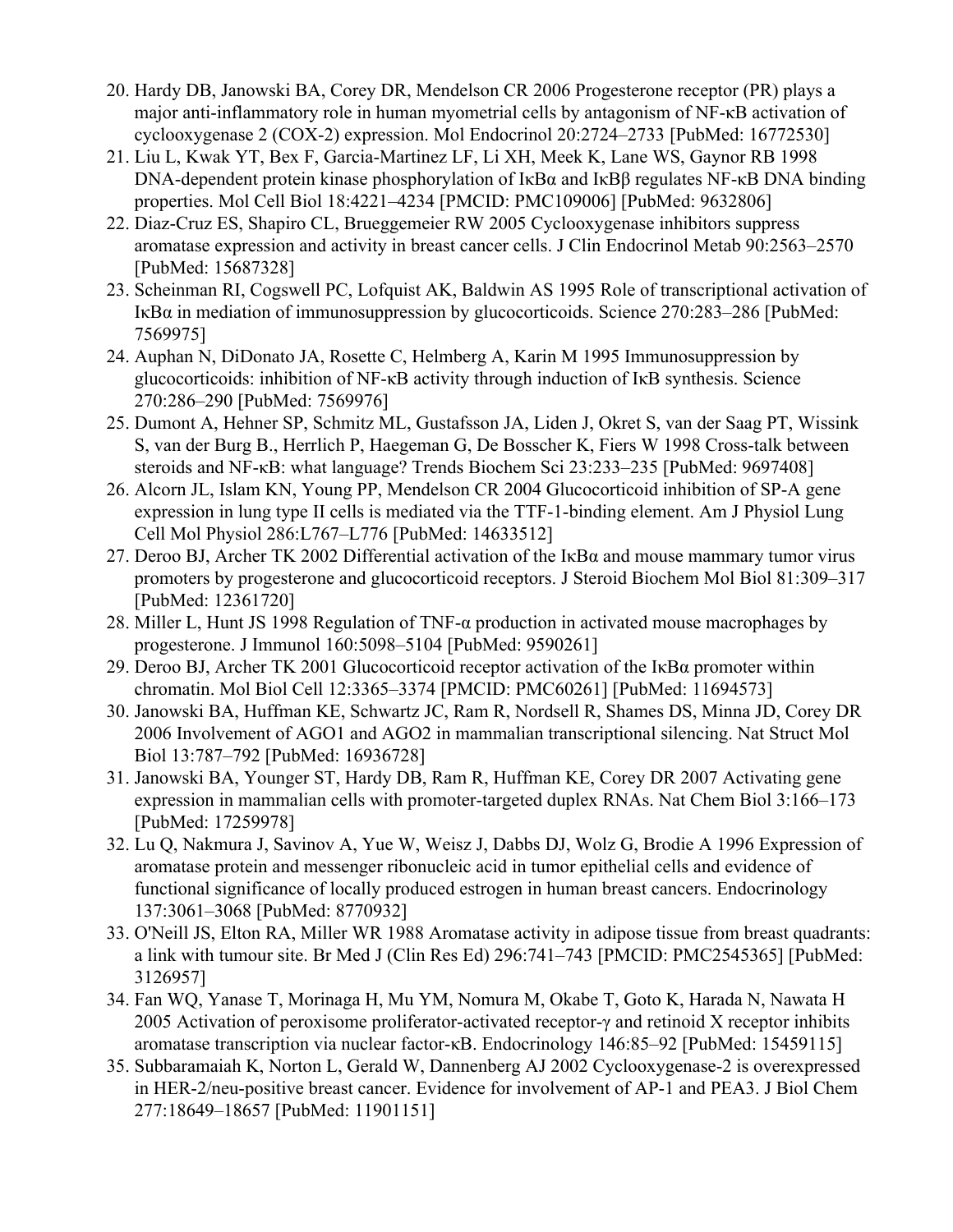20. Hardy DB, Janowski BA, Corey DR, Mendelson CR 2006 Progesterone receptor (PR) plays a major anti-inflammatory role in human myometrial cells by antagonism of NF-κB activation of cyclooxygenase 2 (COX-2) expression. Mol Endocrinol 20:2724–2733 [PubMed: 16772530]
21. Liu L, Kwak YT, Bex F, Garcia-Martinez LF, Li XH, Meek K, Lane WS, Gaynor RB 1998 DNA-dependent protein kinase phosphorylation of IκBα and IκBβ regulates NF-κB DNA binding properties. Mol Cell Biol 18:4221–4234 [PMCID: PMC109006] [PubMed: 9632806]
22. Diaz-Cruz ES, Shapiro CL, Brueggemeier RW 2005 Cyclooxygenase inhibitors suppress aromatase expression and activity in breast cancer cells. J Clin Endocrinol Metab 90:2563–2570 [PubMed: 15687328]
23. Scheinman RI, Cogswell PC, Lofquist AK, Baldwin AS 1995 Role of transcriptional activation of IκBα in mediation of immunosuppression by glucocorticoids. Science 270:283–286 [PubMed: 7569975]
24. Auphan N, DiDonato JA, Rosette C, Helmberg A, Karin M 1995 Immunosuppression by glucocorticoids: inhibition of NF-κB activity through induction of IκB synthesis. Science 270:286–290 [PubMed: 7569976]
25. Dumont A, Hehner SP, Schmitz ML, Gustafsson JA, Liden J, Okret S, van der Saag PT, Wissink S, van der Burg B., Herrlich P, Haegeman G, De Bosscher K, Fiers W 1998 Cross-talk between steroids and NF-κB: what language? Trends Biochem Sci 23:233–235 [PubMed: 9697408]
26. Alcorn JL, Islam KN, Young PP, Mendelson CR 2004 Glucocorticoid inhibition of SP-A gene expression in lung type II cells is mediated via the TTF-1-binding element. Am J Physiol Lung Cell Mol Physiol 286:L767–L776 [PubMed: 14633512]
27. Deroo BJ, Archer TK 2002 Differential activation of the IκBα and mouse mammary tumor virus promoters by progesterone and glucocorticoid receptors. J Steroid Biochem Mol Biol 81:309–317 [PubMed: 12361720]
28. Miller L, Hunt JS 1998 Regulation of TNF-α production in activated mouse macrophages by progesterone. J Immunol 160:5098–5104 [PubMed: 9590261]
29. Deroo BJ, Archer TK 2001 Glucocorticoid receptor activation of the IκBα promoter within chromatin. Mol Biol Cell 12:3365–3374 [PMCID: PMC60261] [PubMed: 11694573]
30. Janowski BA, Huffman KE, Schwartz JC, Ram R, Nordsell R, Shames DS, Minna JD, Corey DR 2006 Involvement of AGO1 and AGO2 in mammalian transcriptional silencing. Nat Struct Mol Biol 13:787–792 [PubMed: 16936728]
31. Janowski BA, Younger ST, Hardy DB, Ram R, Huffman KE, Corey DR 2007 Activating gene expression in mammalian cells with promoter-targeted duplex RNAs. Nat Chem Biol 3:166–173 [PubMed: 17259978]
32. Lu Q, Nakmura J, Savinov A, Yue W, Weisz J, Dabbs DJ, Wolz G, Brodie A 1996 Expression of aromatase protein and messenger ribonucleic acid in tumor epithelial cells and evidence of functional significance of locally produced estrogen in human breast cancers. Endocrinology 137:3061–3068 [PubMed: 8770932]
33. O'Neill JS, Elton RA, Miller WR 1988 Aromatase activity in adipose tissue from breast quadrants: a link with tumour site. Br Med J (Clin Res Ed) 296:741–743 [PMCID: PMC2545365] [PubMed: 3126957]
34. Fan WQ, Yanase T, Morinaga H, Mu YM, Nomura M, Okabe T, Goto K, Harada N, Nawata H 2005 Activation of peroxisome proliferator-activated receptor-γ and retinoid X receptor inhibits aromatase transcription via nuclear factor-κB. Endocrinology 146:85–92 [PubMed: 15459115]
35. Subbaramaiah K, Norton L, Gerald W, Dannenberg AJ 2002 Cyclooxygenase-2 is overexpressed in HER-2/neu-positive breast cancer. Evidence for involvement of AP-1 and PEA3. J Biol Chem 277:18649–18657 [PubMed: 11901151]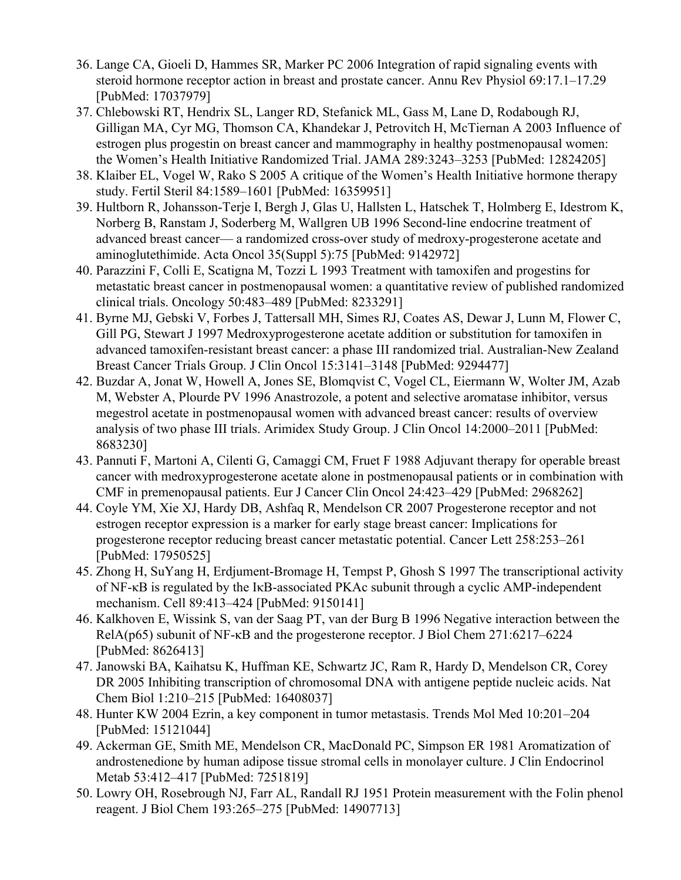36. Lange CA, Gioeli D, Hammes SR, Marker PC 2006 Integration of rapid signaling events with steroid hormone receptor action in breast and prostate cancer. Annu Rev Physiol 69:17.1–17.29 [PubMed: 17037979]
37. Chlebowski RT, Hendrix SL, Langer RD, Stefanick ML, Gass M, Lane D, Rodabough RJ, Gilligan MA, Cyr MG, Thomson CA, Khandekar J, Petrovitch H, McTiernan A 2003 Influence of estrogen plus progestin on breast cancer and mammography in healthy postmenopausal women: the Women's Health Initiative Randomized Trial. JAMA 289:3243–3253 [PubMed: 12824205]
38. Klaiber EL, Vogel W, Rako S 2005 A critique of the Women's Health Initiative hormone therapy study. Fertil Steril 84:1589–1601 [PubMed: 16359951]
39. Hultborn R, Johansson-Terje I, Bergh J, Glas U, Hallsten L, Hatschek T, Holmberg E, Idestrom K, Norberg B, Ranstam J, Soderberg M, Wallgren UB 1996 Second-line endocrine treatment of advanced breast cancer— a randomized cross-over study of medroxy-progesterone acetate and aminoglutethimide. Acta Oncol 35(Suppl 5):75 [PubMed: 9142972]
40. Parazzini F, Colli E, Scatigna M, Tozzi L 1993 Treatment with tamoxifen and progestins for metastatic breast cancer in postmenopausal women: a quantitative review of published randomized clinical trials. Oncology 50:483–489 [PubMed: 8233291]
41. Byrne MJ, Gebski V, Forbes J, Tattersall MH, Simes RJ, Coates AS, Dewar J, Lunn M, Flower C, Gill PG, Stewart J 1997 Medroxyprogesterone acetate addition or substitution for tamoxifen in advanced tamoxifen-resistant breast cancer: a phase III randomized trial. Australian-New Zealand Breast Cancer Trials Group. J Clin Oncol 15:3141–3148 [PubMed: 9294477]
42. Buzdar A, Jonat W, Howell A, Jones SE, Blomqvist C, Vogel CL, Eiermann W, Wolter JM, Azab M, Webster A, Plourde PV 1996 Anastrozole, a potent and selective aromatase inhibitor, versus megestrol acetate in postmenopausal women with advanced breast cancer: results of overview analysis of two phase III trials. Arimidex Study Group. J Clin Oncol 14:2000–2011 [PubMed: 8683230]
43. Pannuti F, Martoni A, Cilenti G, Camaggi CM, Fruet F 1988 Adjuvant therapy for operable breast cancer with medroxyprogesterone acetate alone in postmenopausal patients or in combination with CMF in premenopausal patients. Eur J Cancer Clin Oncol 24:423–429 [PubMed: 2968262]
44. Coyle YM, Xie XJ, Hardy DB, Ashfaq R, Mendelson CR 2007 Progesterone receptor and not estrogen receptor expression is a marker for early stage breast cancer: Implications for progesterone receptor reducing breast cancer metastatic potential. Cancer Lett 258:253–261 [PubMed: 17950525]
45. Zhong H, SuYang H, Erdjument-Bromage H, Tempst P, Ghosh S 1997 The transcriptional activity of NF-κB is regulated by the IκB-associated PKAc subunit through a cyclic AMP-independent mechanism. Cell 89:413–424 [PubMed: 9150141]
46. Kalkhoven E, Wissink S, van der Saag PT, van der Burg B 1996 Negative interaction between the RelA(p65) subunit of NF-κB and the progesterone receptor. J Biol Chem 271:6217–6224 [PubMed: 8626413]
47. Janowski BA, Kaihatsu K, Huffman KE, Schwartz JC, Ram R, Hardy D, Mendelson CR, Corey DR 2005 Inhibiting transcription of chromosomal DNA with antigene peptide nucleic acids. Nat Chem Biol 1:210–215 [PubMed: 16408037]
48. Hunter KW 2004 Ezrin, a key component in tumor metastasis. Trends Mol Med 10:201–204 [PubMed: 15121044]
49. Ackerman GE, Smith ME, Mendelson CR, MacDonald PC, Simpson ER 1981 Aromatization of androstenedione by human adipose tissue stromal cells in monolayer culture. J Clin Endocrinol Metab 53:412–417 [PubMed: 7251819]
50. Lowry OH, Rosebrough NJ, Farr AL, Randall RJ 1951 Protein measurement with the Folin phenol reagent. J Biol Chem 193:265–275 [PubMed: 14907713]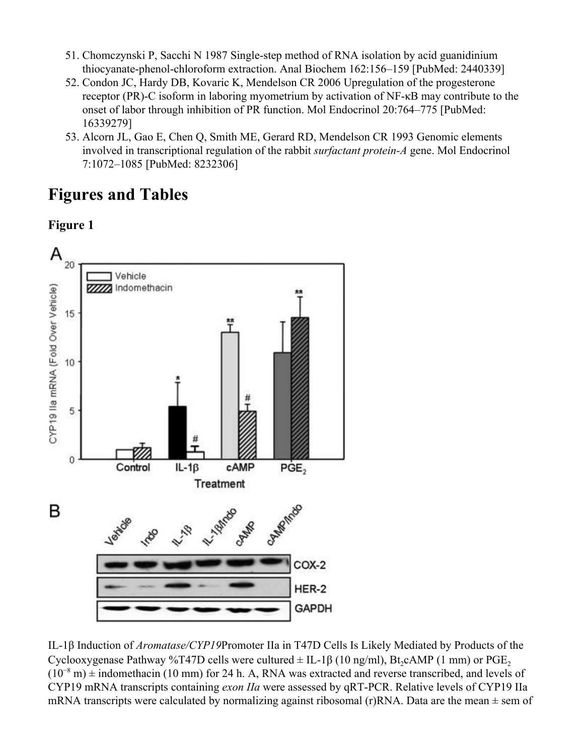51. Chomczynski P, Sacchi N 1987 Single-step method of RNA isolation by acid guanidinium thiocyanate-phenol-chloroform extraction. Anal Biochem 162:156–159 [PubMed: 2440339]
52. Condon JC, Hardy DB, Kovaric K, Mendelson CR 2006 Upregulation of the progesterone receptor (PR)-C isoform in laboring myometrium by activation of NF-κB may contribute to the onset of labor through inhibition of PR function. Mol Endocrinol 20:764–775 [PubMed: 16339279]
53. Alcorn JL, Gao E, Chen Q, Smith ME, Gerard RD, Mendelson CR 1993 Genomic elements involved in transcriptional regulation of the rabbit *surfactant protein-A* gene. Mol Endocrinol 7:1072–1085 [PubMed: 8232306]

# Figures and Tables

### Figure 1

IL-1β Induction of *Aromatase/CYP19*Promoter IIa in T47D Cells Is Likely Mediated by Products of the Cyclooxygenase Pathway %T47D cells were cultured ± IL-1β (10 ng/ml), $Bt_2cAMP$ (1 mm) or $PGE_2$ ($10^{-8}$ m) ± indomethacin (10 mm) for 24 h. A, RNA was extracted and reverse transcribed, and levels of CYP19 mRNA transcripts containing *exon IIa* were assessed by qRT-PCR. Relative levels of CYP19 IIa mRNA transcripts were calculated by normalizing against ribosomal (r)RNA. Data are the mean ± sem of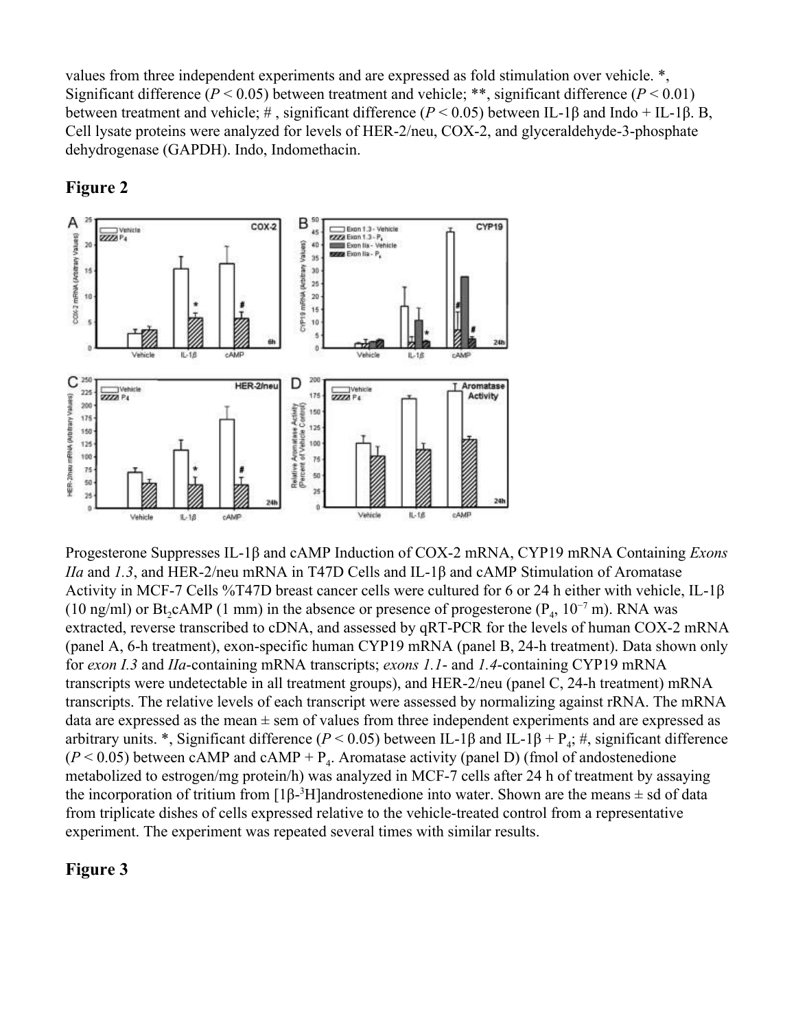values from three independent experiments and are expressed as fold stimulation over vehicle. *, Significant difference ($P < 0.05$) between treatment and vehicle; **, significant difference ($P < 0.01$) between treatment and vehicle; # , significant difference ($P < 0.05$) between IL-1β and Indo + IL-1β. B, Cell lysate proteins were analyzed for levels of HER-2/neu, COX-2, and glyceraldehyde-3-phosphate dehydrogenase (GAPDH). Indo, Indomethacin.

## Figure 2

Progesterone Suppresses IL-1β and cAMP Induction of COX-2 mRNA, CYP19 mRNA Containing *Exons IIa* and *1.3*, and HER-2/neu mRNA in T47D Cells and IL-1β and cAMP Stimulation of Aromatase Activity in MCF-7 Cells %T47D breast cancer cells were cultured for 6 or 24 h either with vehicle, IL-1β (10 ng/ml) or $Bt_2cAMP$ (1 mm) in the absence or presence of progesterone ($P_4$, $10^{-7}$ m). RNA was extracted, reverse transcribed to cDNA, and assessed by qRT-PCR for the levels of human COX-2 mRNA (panel A, 6-h treatment), exon-specific human CYP19 mRNA (panel B, 24-h treatment). Data shown only for *exon I.3* and *IIa*-containing mRNA transcripts; *exons 1.1*- and *1.4*-containing CYP19 mRNA transcripts were undetectable in all treatment groups), and HER-2/neu (panel C, 24-h treatment) mRNA transcripts. The relative levels of each transcript were assessed by normalizing against rRNA. The mRNA data are expressed as the mean ± sem of values from three independent experiments and are expressed as arbitrary units. *, Significant difference ($P < 0.05$) between IL-1β and IL-1β + $P_4$; #, significant difference ($P < 0.05$) between cAMP and cAMP + $P_4$. Aromatase activity (panel D) (fmol of andostenedione metabolized to estrogen/mg protein/h) was analyzed in MCF-7 cells after 24 h of treatment by assaying the incorporation of tritium from [1β-$^3$H]androstenedione into water. Shown are the means ± sd of data from triplicate dishes of cells expressed relative to the vehicle-treated control from a representative experiment. The experiment was repeated several times with similar results.

## Figure 3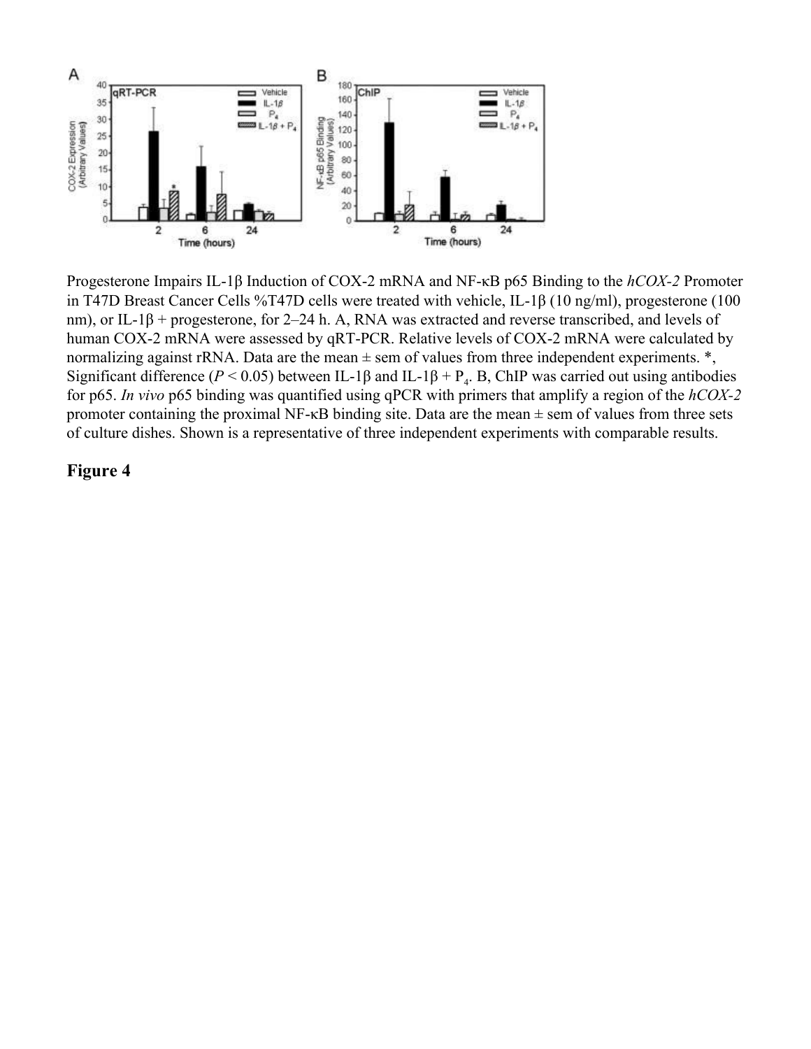Progesterone Impairs IL-1β Induction of COX-2 mRNA and NF-κB p65 Binding to the *hCOX-2* Promoter in T47D Breast Cancer Cells %T47D cells were treated with vehicle, IL-1β (10 ng/ml), progesterone (100 nm), or IL-1β + progesterone, for 2–24 h. A, RNA was extracted and reverse transcribed, and levels of human COX-2 mRNA were assessed by qRT-PCR. Relative levels of COX-2 mRNA were calculated by normalizing against rRNA. Data are the mean ± sem of values from three independent experiments. *, Significant difference ($P < 0.05$) between IL-1β and IL-1β + $P_4$. B, ChIP was carried out using antibodies for p65. *In vivo* p65 binding was quantified using qPCR with primers that amplify a region of the *hCOX-2* promoter containing the proximal NF-κB binding site. Data are the mean ± sem of values from three sets of culture dishes. Shown is a representative of three independent experiments with comparable results.

**Figure 4**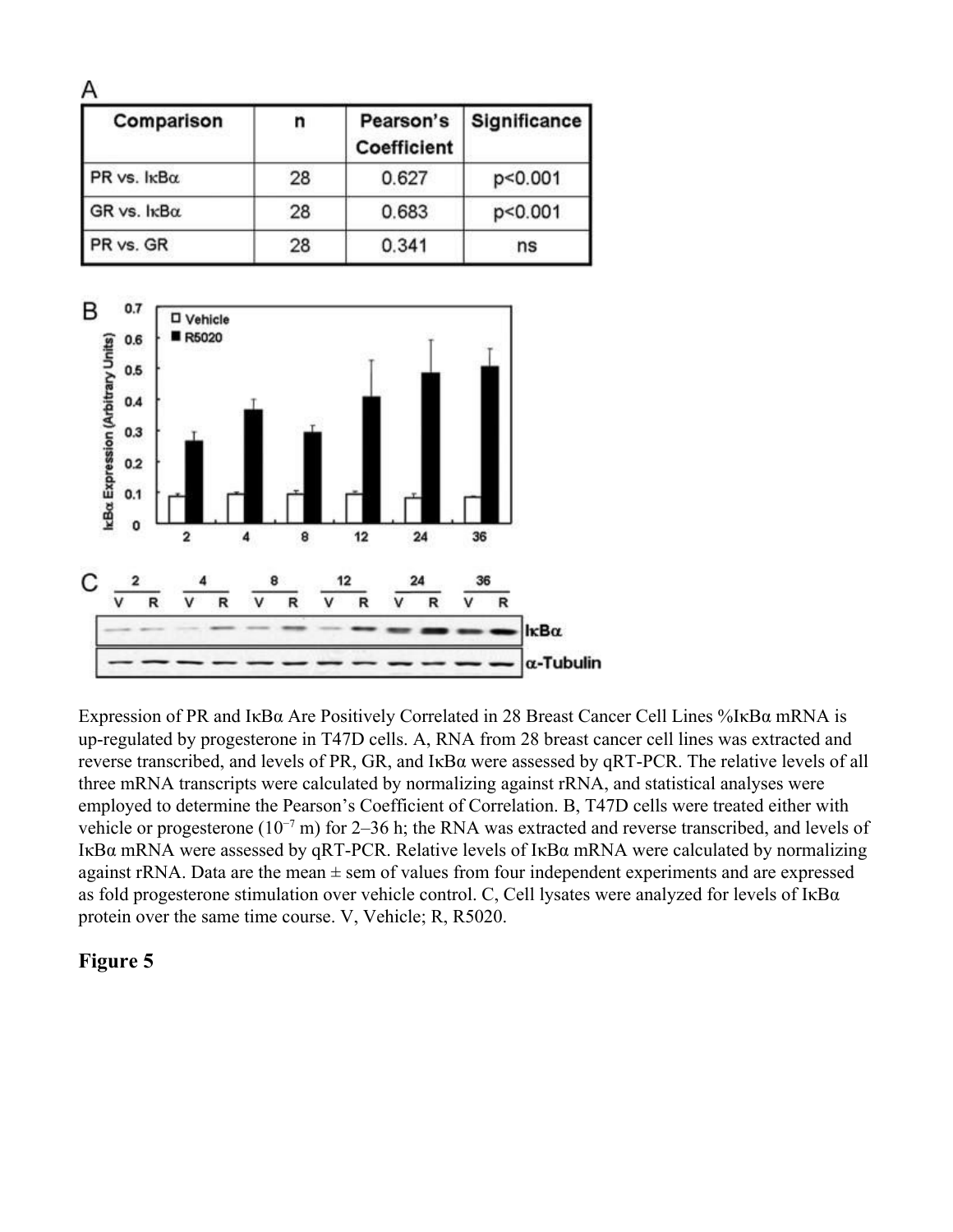A

| Comparison | n | Pearson's Coefficient | Significance |
|---|---|---|---|
| PR vs. IκBα | 28 | 0.627 | p<0.001 |
| GR vs. IκBα | 28 | 0.683 | p<0.001 |
| PR vs. GR | 28 | 0.341 | ns |

Expression of PR and IκBα Are Positively Correlated in 28 Breast Cancer Cell Lines %IκBα mRNA is up-regulated by progesterone in T47D cells. A, RNA from 28 breast cancer cell lines was extracted and reverse transcribed, and levels of PR, GR, and IκBα were assessed by qRT-PCR. The relative levels of all three mRNA transcripts were calculated by normalizing against rRNA, and statistical analyses were employed to determine the Pearson's Coefficient of Correlation. B, T47D cells were treated either with vehicle or progesterone ($10^{-7}$ m) for 2–36 h; the RNA was extracted and reverse transcribed, and levels of IκBα mRNA were assessed by qRT-PCR. Relative levels of IκBα mRNA were calculated by normalizing against rRNA. Data are the mean ± sem of values from four independent experiments and are expressed as fold progesterone stimulation over vehicle control. C, Cell lysates were analyzed for levels of IκBα protein over the same time course. V, Vehicle; R, R5020.

**Figure 5**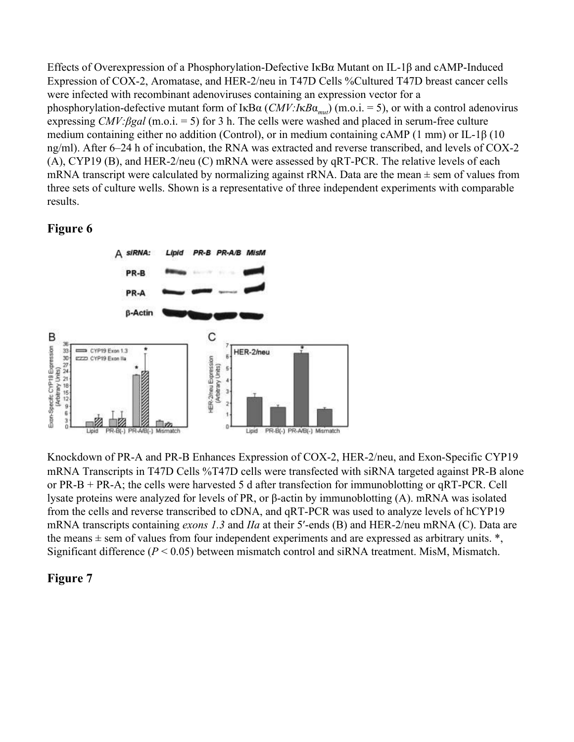Effects of Overexpression of a Phosphorylation-Defective IκBα Mutant on IL-1β and cAMP-Induced Expression of COX-2, Aromatase, and HER-2/neu in T47D Cells %Cultured T47D breast cancer cells were infected with recombinant adenoviruses containing an expression vector for a phosphorylation-defective mutant form of IκBα (*CMV:IκBα$_{mut}$*) (m.o.i. = 5), or with a control adenovirus expressing *CMV:βgal* (m.o.i. = 5) for 3 h. The cells were washed and placed in serum-free culture medium containing either no addition (Control), or in medium containing cAMP (1 mm) or IL-1β (10 ng/ml). After 6–24 h of incubation, the RNA was extracted and reverse transcribed, and levels of COX-2 (A), CYP19 (B), and HER-2/neu (C) mRNA were assessed by qRT-PCR. The relative levels of each mRNA transcript were calculated by normalizing against rRNA. Data are the mean ± sem of values from three sets of culture wells. Shown is a representative of three independent experiments with comparable results.

## Figure 6

Knockdown of PR-A and PR-B Enhances Expression of COX-2, HER-2/neu, and Exon-Specific CYP19 mRNA Transcripts in T47D Cells %T47D cells were transfected with siRNA targeted against PR-B alone or PR-B + PR-A; the cells were harvested 5 d after transfection for immunoblotting or qRT-PCR. Cell lysate proteins were analyzed for levels of PR, or β-actin by immunoblotting (A). mRNA was isolated from the cells and reverse transcribed to cDNA, and qRT-PCR was used to analyze levels of hCYP19 mRNA transcripts containing *exons 1.3* and *IIa* at their 5′-ends (B) and HER-2/neu mRNA (C). Data are the means ± sem of values from four independent experiments and are expressed as arbitrary units. *, Significant difference ($P < 0.05$) between mismatch control and siRNA treatment. MisM, Mismatch.

## Figure 7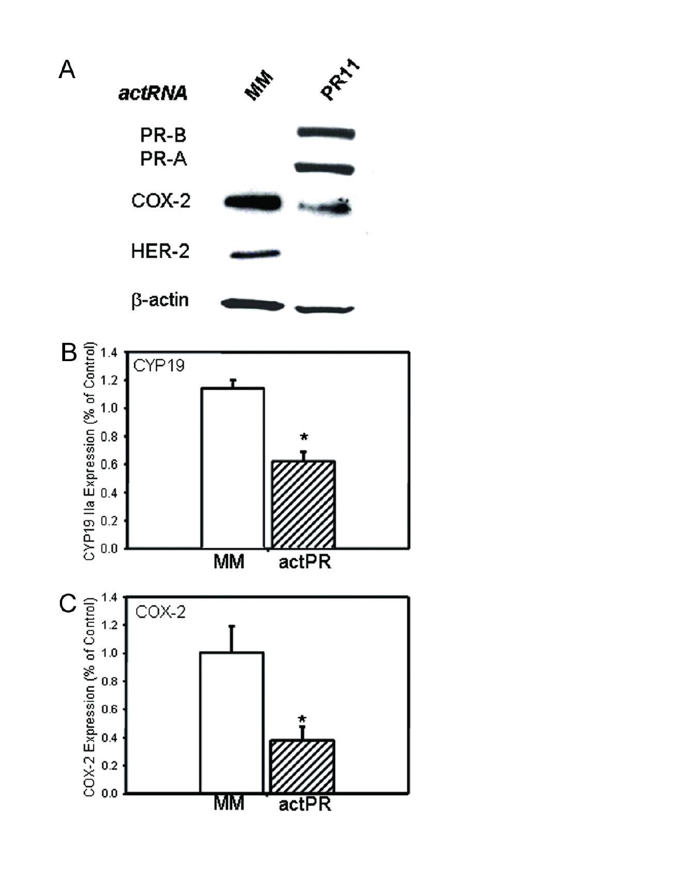A

*actRNA* MM PR11

PR-B

PR-A

COX-2

HER-2

β-actin

B

CYP19

CYP19 IIa Expression (% of Control)

1.4, 1.2, 1.0, 0.8, 0.6, 0.4, 0.2, 0.0

*

MM actPR

C

COX-2

COX-2 Expression (% of Control)

1.4, 1.2, 1.0, 0.8, 0.6, 0.4, 0.2, 0.0

*

MM actPR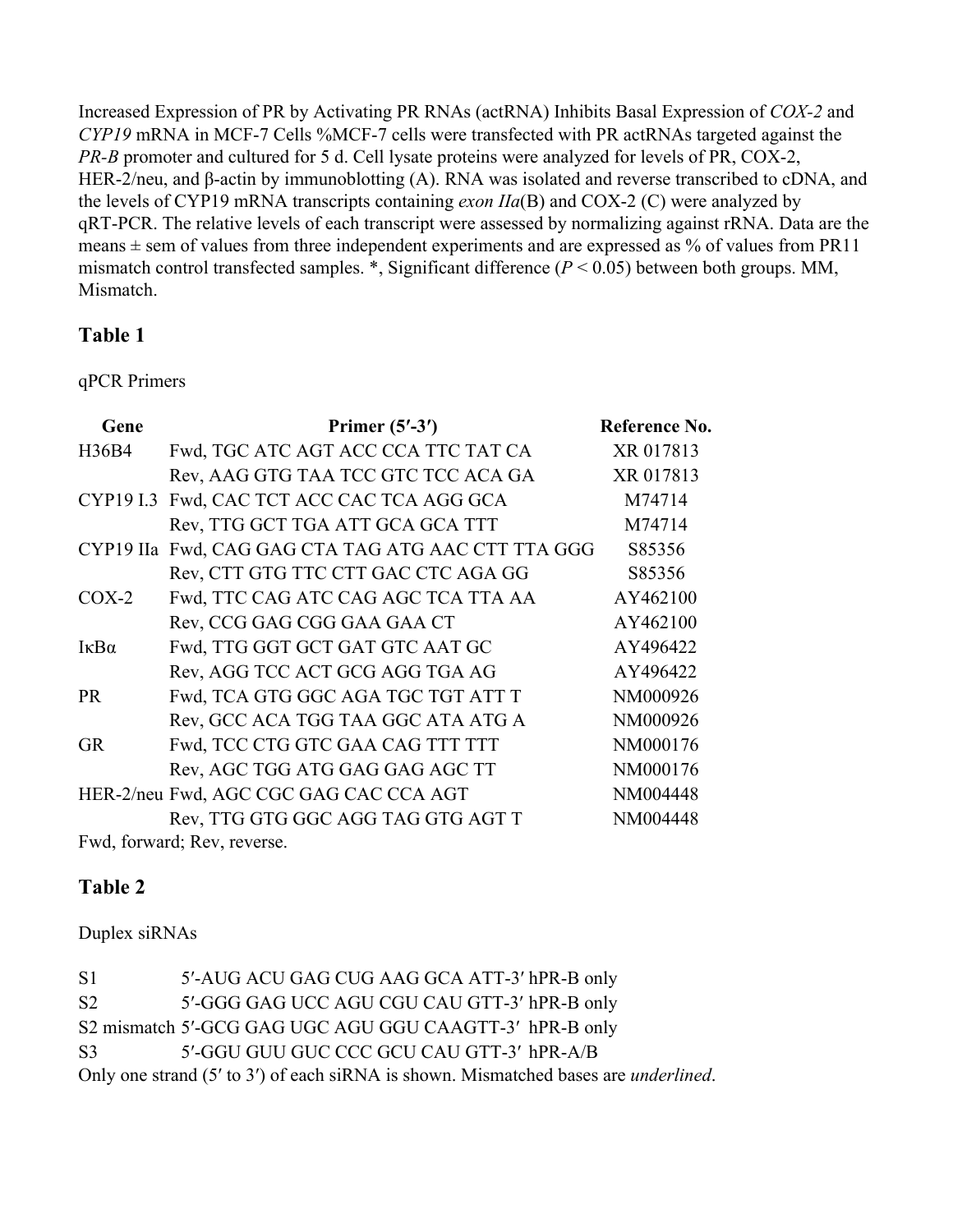Increased Expression of PR by Activating PR RNAs (actRNA) Inhibits Basal Expression of *COX-2* and *CYP19* mRNA in MCF-7 Cells %MCF-7 cells were transfected with PR actRNAs targeted against the *PR-B* promoter and cultured for 5 d. Cell lysate proteins were analyzed for levels of PR, COX-2, HER-2/neu, and β-actin by immunoblotting (A). RNA was isolated and reverse transcribed to cDNA, and the levels of CYP19 mRNA transcripts containing *exon IIa*(B) and COX-2 (C) were analyzed by qRT-PCR. The relative levels of each transcript were assessed by normalizing against rRNA. Data are the means ± sem of values from three independent experiments and are expressed as % of values from PR11 mismatch control transfected samples. *, Significant difference ($P < 0.05$) between both groups. MM, Mismatch.

## Table 1

qPCR Primers

| Gene | Primer (5′-3′) | Reference No. |
|---|---|---|
| H36B4 | Fwd, TGC ATC AGT ACC CCA TTC TAT CA | XR 017813 |
| | Rev, AAG GTG TAA TCC GTC TCC ACA GA | XR 017813 |
| CYP19 I.3 | Fwd, CAC TCT ACC CAC TCA AGG GCA | M74714 |
| | Rev, TTG GCT TGA ATT GCA GCA TTT | M74714 |
| CYP19 IIa | Fwd, CAG GAG CTA TAG ATG AAC CTT TTA GGG | S85356 |
| | Rev, CTT GTG TTC CTT GAC CTC AGA GG | S85356 |
| COX-2 | Fwd, TTC CAG ATC CAG AGC TCA TTA AA | AY462100 |
| | Rev, CCG GAG CGG GAA GAA CT | AY462100 |
| IκBα | Fwd, TTG GGT GCT GAT GTC AAT GC | AY496422 |
| | Rev, AGG TCC ACT GCG AGG TGA AG | AY496422 |
| PR | Fwd, TCA GTG GGC AGA TGC TGT ATT T | NM000926 |
| | Rev, GCC ACA TGG TAA GGC ATA ATG A | NM000926 |
| GR | Fwd, TCC CTG GTC GAA CAG TTT TTT | NM000176 |
| | Rev, AGC TGG ATG GAG GAG AGC TT | NM000176 |
| HER-2/neu | Fwd, AGC CGC GAG CAC CCA AGT | NM004448 |
| | Rev, TTG GTG GGC AGG TAG GTG AGT T | NM004448 |

Fwd, forward; Rev, reverse.

## Table 2

Duplex siRNAs

| | | |
|---|---|---|
| S1 | 5′-AUG ACU GAG CUG AAG GCA ATT-3′ | hPR-B only |
| S2 | 5′-GGG GAG UCC AGU CGU CAU GTT-3′ | hPR-B only |
| S2 mismatch | 5′-GCG GAG UGC AGU GGU CAAGTT-3′ | hPR-B only |
| S3 | 5′-GGU GUU GUC CCC GCU CAU GTT-3′ | hPR-A/B |

Only one strand (5′ to 3′) of each siRNA is shown. Mismatched bases are *underlined*.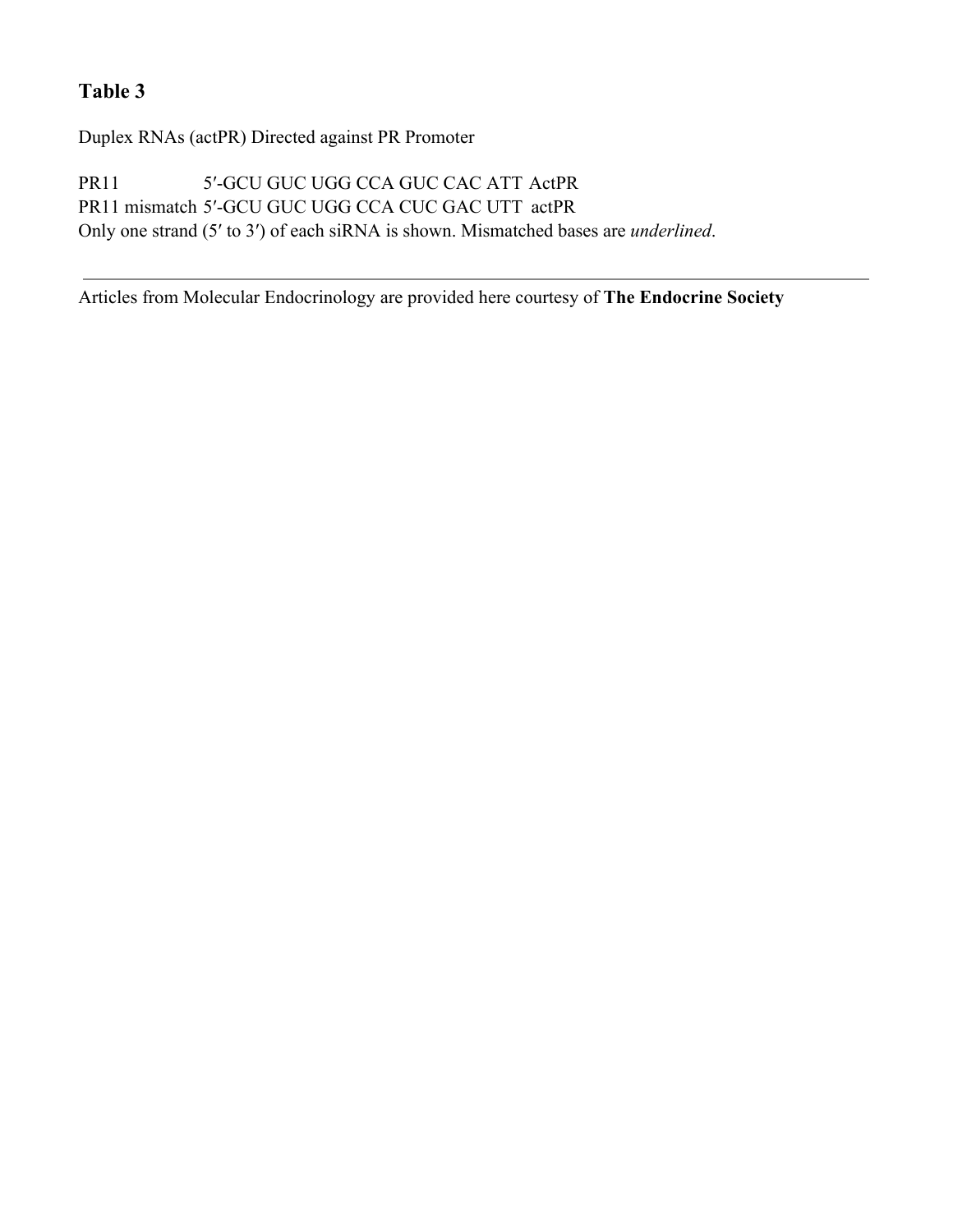## Table 3

Duplex RNAs (actPR) Directed against PR Promoter

| | | |
|---|---|---|
| PR11 | 5′-GCU GUC UGG CCA GUC CAC ATT | ActPR |
| PR11 mismatch | 5′-GCU GUC UGG CCA CUC GAC UTT | actPR |

Only one strand (5′ to 3′) of each siRNA is shown. Mismatched bases are *underlined*.

---

Articles from Molecular Endocrinology are provided here courtesy of **The Endocrine Society**